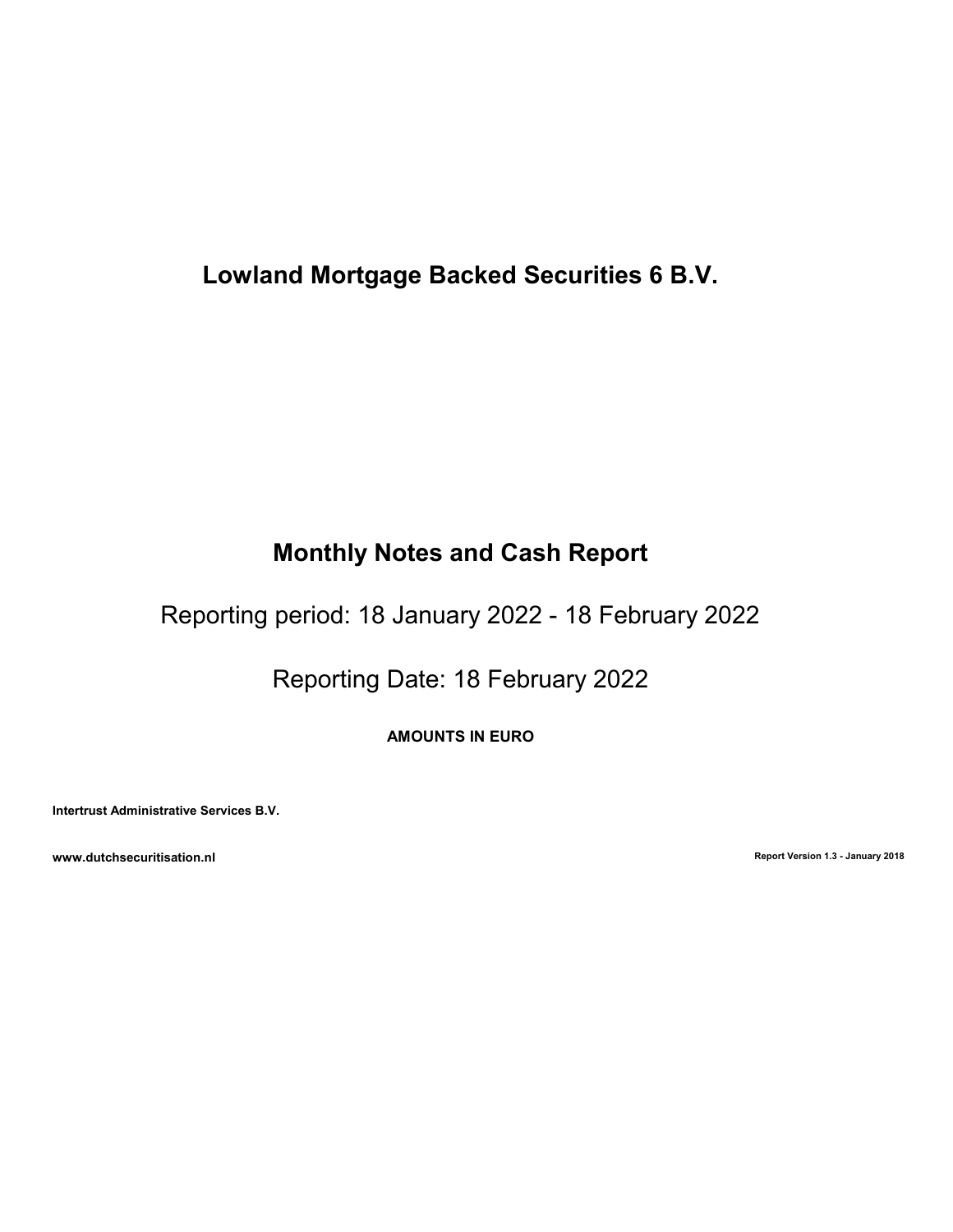# Lowland Mortgage Backed Securities 6 B.V.

## Monthly Notes and Cash Report

Reporting period: 18 January 2022 - 18 February 2022

Reporting Date: 18 February 2022

**AMOUNTS IN EURO**

**Intertrust Administrative Services B.V.**

**www.dutchsecuritisation.nl**

**Report Version 1.3 - January 2018**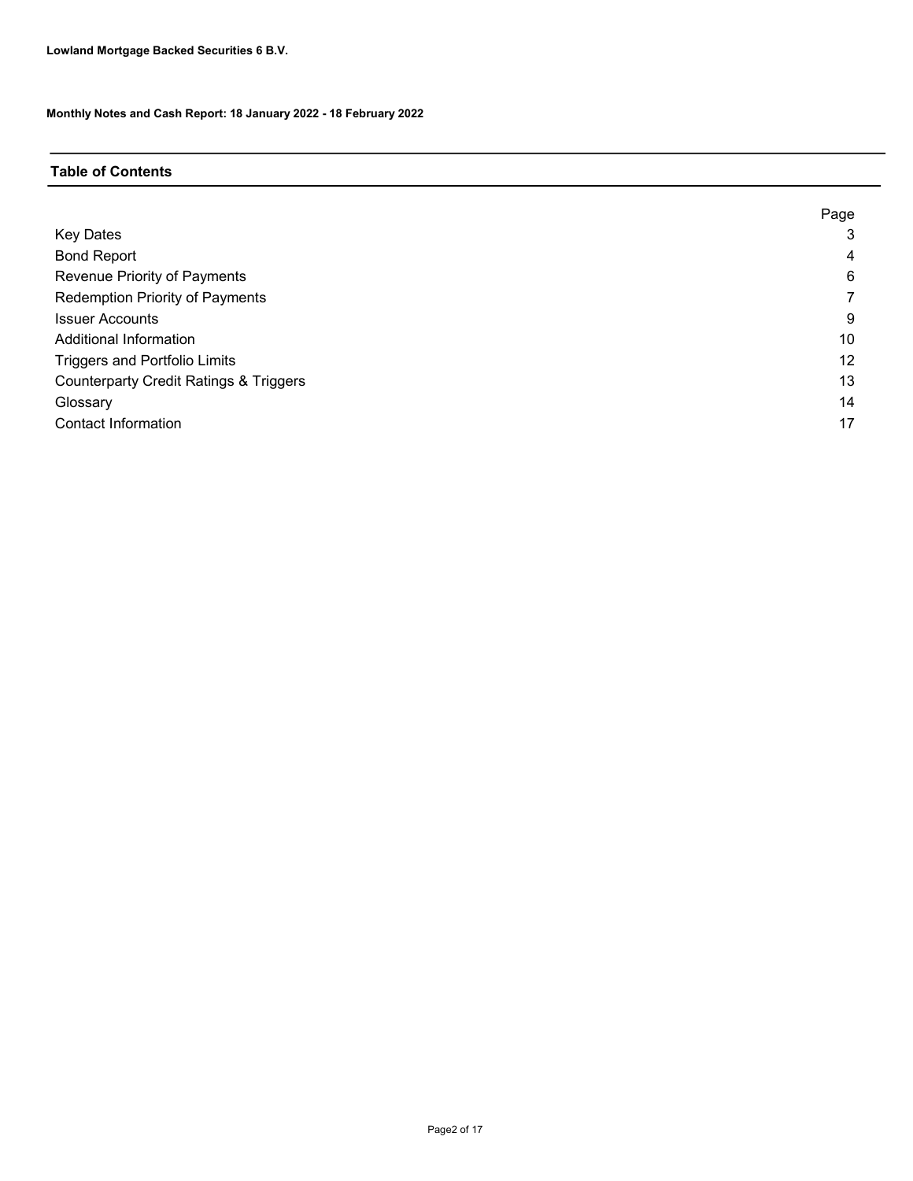**Lowland Mortgage Backed Securities 6 B.V.**

**Monthly Notes and Cash Report: 18 January 2022 - 18 February 2022**

## Table of Contents

| | Page |
|---|---|
| Key Dates | 3 |
| Bond Report | 4 |
| Revenue Priority of Payments | 6 |
| Redemption Priority of Payments | 7 |
| Issuer Accounts | 9 |
| Additional Information | 10 |
| Triggers and Portfolio Limits | 12 |
| Counterparty Credit Ratings & Triggers | 13 |
| Glossary | 14 |
| Contact Information | 17 |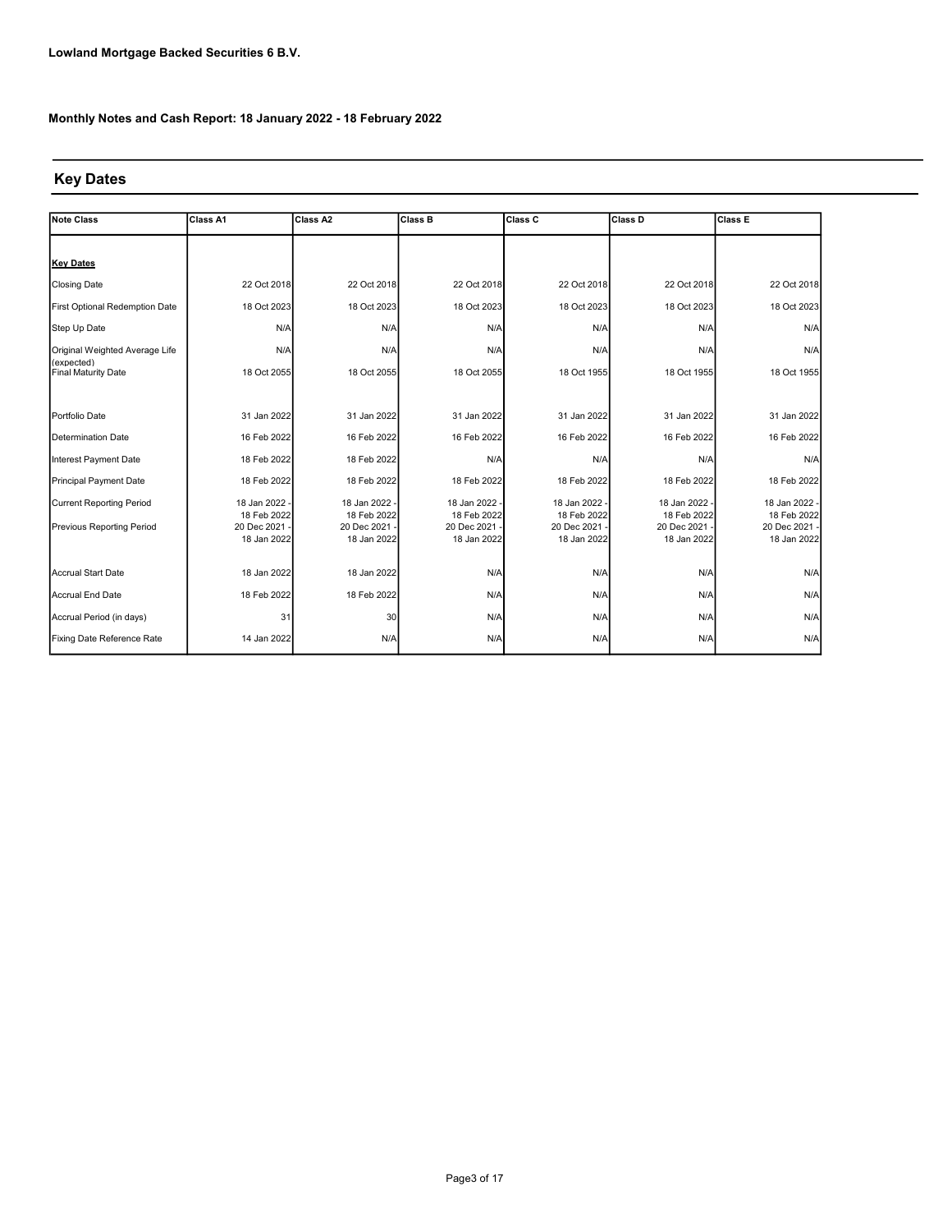**Lowland Mortgage Backed Securities 6 B.V.**

**Monthly Notes and Cash Report: 18 January 2022 - 18 February 2022**

## Key Dates

| Note Class | Class A1 | Class A2 | Class B | Class C | Class D | Class E |
|---|---|---|---|---|---|---|
| **Key Dates** | | | | | | |
| Closing Date | 22 Oct 2018 | 22 Oct 2018 | 22 Oct 2018 | 22 Oct 2018 | 22 Oct 2018 | 22 Oct 2018 |
| First Optional Redemption Date | 18 Oct 2023 | 18 Oct 2023 | 18 Oct 2023 | 18 Oct 2023 | 18 Oct 2023 | 18 Oct 2023 |
| Step Up Date | N/A | N/A | N/A | N/A | N/A | N/A |
| Original Weighted Average Life (expected) | N/A | N/A | N/A | N/A | N/A | N/A |
| Final Maturity Date | 18 Oct 2055 | 18 Oct 2055 | 18 Oct 2055 | 18 Oct 1955 | 18 Oct 1955 | 18 Oct 1955 |
| Portfolio Date | 31 Jan 2022 | 31 Jan 2022 | 31 Jan 2022 | 31 Jan 2022 | 31 Jan 2022 | 31 Jan 2022 |
| Determination Date | 16 Feb 2022 | 16 Feb 2022 | 16 Feb 2022 | 16 Feb 2022 | 16 Feb 2022 | 16 Feb 2022 |
| Interest Payment Date | 18 Feb 2022 | 18 Feb 2022 | N/A | N/A | N/A | N/A |
| Principal Payment Date | 18 Feb 2022 | 18 Feb 2022 | 18 Feb 2022 | 18 Feb 2022 | 18 Feb 2022 | 18 Feb 2022 |
| Current Reporting Period | 18 Jan 2022 - 18 Feb 2022 | 18 Jan 2022 - 18 Feb 2022 | 18 Jan 2022 - 18 Feb 2022 | 18 Jan 2022 - 18 Feb 2022 | 18 Jan 2022 - 18 Feb 2022 | 18 Jan 2022 - 18 Feb 2022 |
| Previous Reporting Period | 20 Dec 2021 - 18 Jan 2022 | 20 Dec 2021 - 18 Jan 2022 | 20 Dec 2021 - 18 Jan 2022 | 20 Dec 2021 - 18 Jan 2022 | 20 Dec 2021 - 18 Jan 2022 | 20 Dec 2021 - 18 Jan 2022 |
| Accrual Start Date | 18 Jan 2022 | 18 Jan 2022 | N/A | N/A | N/A | N/A |
| Accrual End Date | 18 Feb 2022 | 18 Feb 2022 | N/A | N/A | N/A | N/A |
| Accrual Period (in days) | 31 | 30 | N/A | N/A | N/A | N/A |
| Fixing Date Reference Rate | 14 Jan 2022 | N/A | N/A | N/A | N/A | N/A |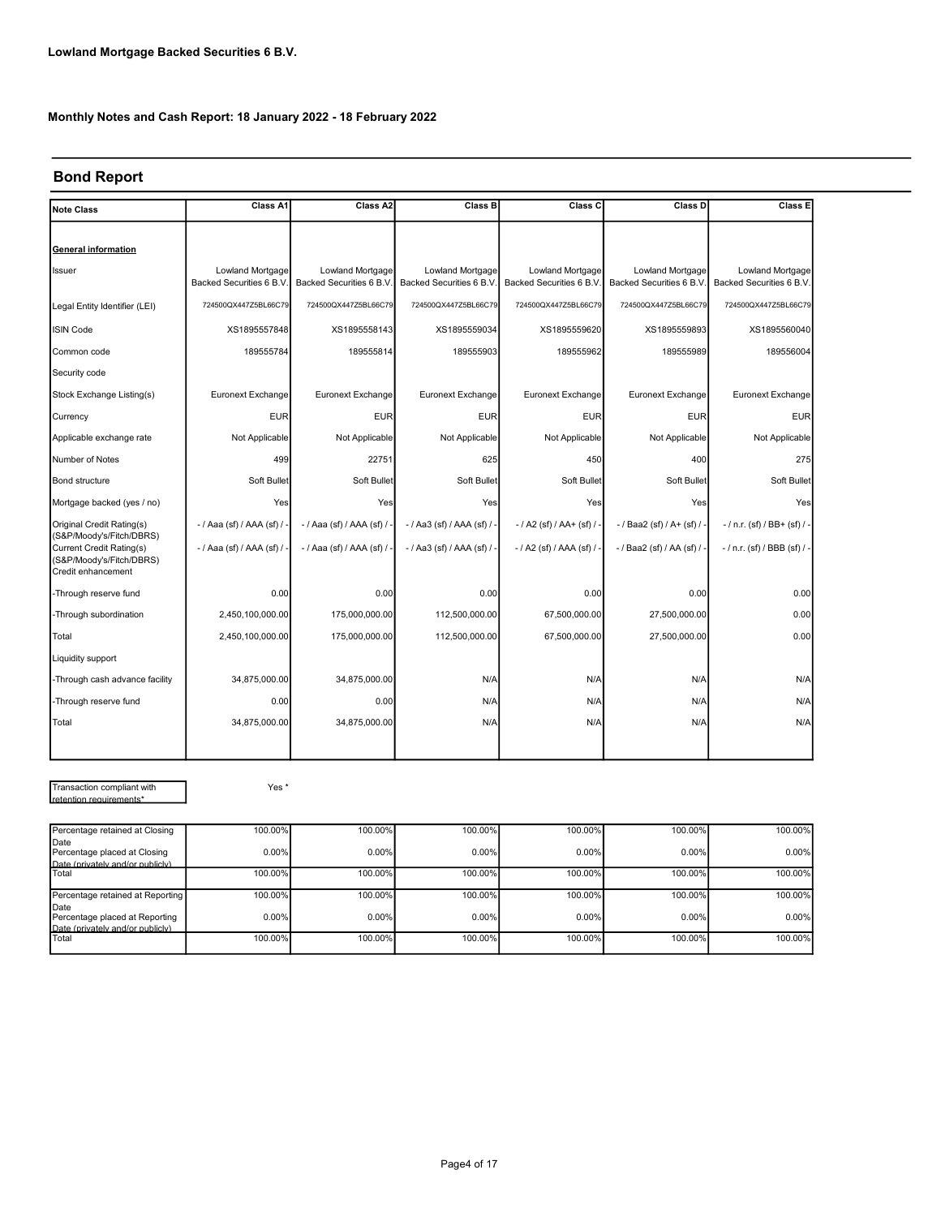**Lowland Mortgage Backed Securities 6 B.V.**

**Monthly Notes and Cash Report: 18 January 2022 - 18 February 2022**

## Bond Report

| Note Class | Class A1 | Class A2 | Class B | Class C | Class D | Class E |
|---|---|---|---|---|---|---|
| **General information** | | | | | | |
| Issuer | Lowland Mortgage Backed Securities 6 B.V. | Lowland Mortgage Backed Securities 6 B.V. | Lowland Mortgage Backed Securities 6 B.V. | Lowland Mortgage Backed Securities 6 B.V. | Lowland Mortgage Backed Securities 6 B.V. | Lowland Mortgage Backed Securities 6 B.V. |
| Legal Entity Identifier (LEI) | 724500QX447Z5BL66C79 | 724500QX447Z5BL66C79 | 724500QX447Z5BL66C79 | 724500QX447Z5BL66C79 | 724500QX447Z5BL66C79 | 724500QX447Z5BL66C79 |
| ISIN Code | XS1895557848 | XS1895558143 | XS1895559034 | XS1895559620 | XS1895559893 | XS1895560040 |
| Common code | 189555784 | 189555814 | 189555903 | 189555962 | 189555989 | 189556004 |
| Security code | | | | | | |
| Stock Exchange Listing(s) | Euronext Exchange | Euronext Exchange | Euronext Exchange | Euronext Exchange | Euronext Exchange | Euronext Exchange |
| Currency | EUR | EUR | EUR | EUR | EUR | EUR |
| Applicable exchange rate | Not Applicable | Not Applicable | Not Applicable | Not Applicable | Not Applicable | Not Applicable |
| Number of Notes | 499 | 22751 | 625 | 450 | 400 | 275 |
| Bond structure | Soft Bullet | Soft Bullet | Soft Bullet | Soft Bullet | Soft Bullet | Soft Bullet |
| Mortgage backed (yes / no) | Yes | Yes | Yes | Yes | Yes | Yes |
| Original Credit Rating(s) (S&P/Moody's/Fitch/DBRS) | - / Aaa (sf) / AAA (sf) / - | - / Aaa (sf) / AAA (sf) / - | - / Aa3 (sf) / AAA (sf) / - | - / A2 (sf) / AA+ (sf) / - | - / Baa2 (sf) / A+ (sf) / - | - / n.r. (sf) / BB+ (sf) / - |
| Current Credit Rating(s) (S&P/Moody's/Fitch/DBRS) | - / Aaa (sf) / AAA (sf) / - | - / Aaa (sf) / AAA (sf) / - | - / Aa3 (sf) / AAA (sf) / - | - / A2 (sf) / AAA (sf) / - | - / Baa2 (sf) / AA (sf) / - | - / n.r. (sf) / BBB (sf) / - |
| Credit enhancement | | | | | | |
| -Through reserve fund | 0.00 | 0.00 | 0.00 | 0.00 | 0.00 | 0.00 |
| -Through subordination | 2,450,100,000.00 | 175,000,000.00 | 112,500,000.00 | 67,500,000.00 | 27,500,000.00 | 0.00 |
| Total | 2,450,100,000.00 | 175,000,000.00 | 112,500,000.00 | 67,500,000.00 | 27,500,000.00 | 0.00 |
| Liquidity support | | | | | | |
| -Through cash advance facility | 34,875,000.00 | 34,875,000.00 | N/A | N/A | N/A | N/A |
| -Through reserve fund | 0.00 | 0.00 | N/A | N/A | N/A | N/A |
| Total | 34,875,000.00 | 34,875,000.00 | N/A | N/A | N/A | N/A |

| Transaction compliant with retention requirements* | Yes * |
|---|---|

| | Class A1 | Class A2 | Class B | Class C | Class D | Class E |
|---|---|---|---|---|---|---|
| Percentage retained at Closing Date | 100.00% | 100.00% | 100.00% | 100.00% | 100.00% | 100.00% |
| Percentage placed at Closing Date (privately and/or publicly) | 0.00% | 0.00% | 0.00% | 0.00% | 0.00% | 0.00% |
| Total | 100.00% | 100.00% | 100.00% | 100.00% | 100.00% | 100.00% |
| Percentage retained at Reporting Date | 100.00% | 100.00% | 100.00% | 100.00% | 100.00% | 100.00% |
| Percentage placed at Reporting Date (privately and/or publicly) | 0.00% | 0.00% | 0.00% | 0.00% | 0.00% | 0.00% |
| Total | 100.00% | 100.00% | 100.00% | 100.00% | 100.00% | 100.00% |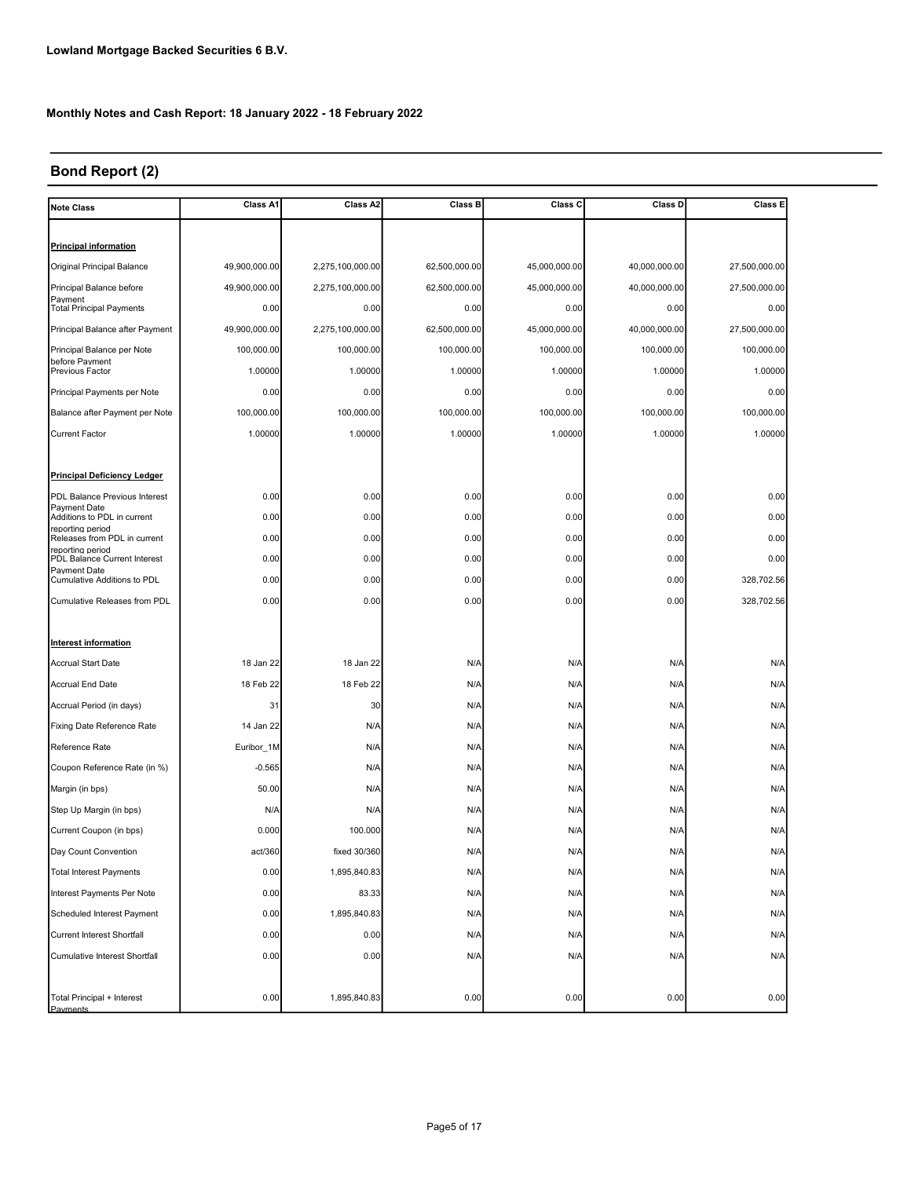**Lowland Mortgage Backed Securities 6 B.V.**

**Monthly Notes and Cash Report: 18 January 2022 - 18 February 2022**

## Bond Report (2)

| Note Class | Class A1 | Class A2 | Class B | Class C | Class D | Class E |
|---|---|---|---|---|---|---|
| **Principal information** | | | | | | |
| Original Principal Balance | 49,900,000.00 | 2,275,100,000.00 | 62,500,000.00 | 45,000,000.00 | 40,000,000.00 | 27,500,000.00 |
| Principal Balance before Payment | 49,900,000.00 | 2,275,100,000.00 | 62,500,000.00 | 45,000,000.00 | 40,000,000.00 | 27,500,000.00 |
| Total Principal Payments | 0.00 | 0.00 | 0.00 | 0.00 | 0.00 | 0.00 |
| Principal Balance after Payment | 49,900,000.00 | 2,275,100,000.00 | 62,500,000.00 | 45,000,000.00 | 40,000,000.00 | 27,500,000.00 |
| Principal Balance per Note before Payment | 100,000.00 | 100,000.00 | 100,000.00 | 100,000.00 | 100,000.00 | 100,000.00 |
| Previous Factor | 1.00000 | 1.00000 | 1.00000 | 1.00000 | 1.00000 | 1.00000 |
| Principal Payments per Note | 0.00 | 0.00 | 0.00 | 0.00 | 0.00 | 0.00 |
| Balance after Payment per Note | 100,000.00 | 100,000.00 | 100,000.00 | 100,000.00 | 100,000.00 | 100,000.00 |
| Current Factor | 1.00000 | 1.00000 | 1.00000 | 1.00000 | 1.00000 | 1.00000 |
| **Principal Deficiency Ledger** | | | | | | |
| PDL Balance Previous Interest Payment Date | 0.00 | 0.00 | 0.00 | 0.00 | 0.00 | 0.00 |
| Additions to PDL in current reporting period | 0.00 | 0.00 | 0.00 | 0.00 | 0.00 | 0.00 |
| Releases from PDL in current reporting period | 0.00 | 0.00 | 0.00 | 0.00 | 0.00 | 0.00 |
| PDL Balance Current Interest Payment Date | 0.00 | 0.00 | 0.00 | 0.00 | 0.00 | 0.00 |
| Cumulative Additions to PDL | 0.00 | 0.00 | 0.00 | 0.00 | 0.00 | 328,702.56 |
| Cumulative Releases from PDL | 0.00 | 0.00 | 0.00 | 0.00 | 0.00 | 328,702.56 |
| **Interest information** | | | | | | |
| Accrual Start Date | 18 Jan 22 | 18 Jan 22 | N/A | N/A | N/A | N/A |
| Accrual End Date | 18 Feb 22 | 18 Feb 22 | N/A | N/A | N/A | N/A |
| Accrual Period (in days) | 31 | 30 | N/A | N/A | N/A | N/A |
| Fixing Date Reference Rate | 14 Jan 22 | N/A | N/A | N/A | N/A | N/A |
| Reference Rate | Euribor_1M | N/A | N/A | N/A | N/A | N/A |
| Coupon Reference Rate (in %) | -0.565 | N/A | N/A | N/A | N/A | N/A |
| Margin (in bps) | 50.00 | N/A | N/A | N/A | N/A | N/A |
| Step Up Margin (in bps) | N/A | N/A | N/A | N/A | N/A | N/A |
| Current Coupon (in bps) | 0.000 | 100.000 | N/A | N/A | N/A | N/A |
| Day Count Convention | act/360 | fixed 30/360 | N/A | N/A | N/A | N/A |
| Total Interest Payments | 0.00 | 1,895,840.83 | N/A | N/A | N/A | N/A |
| Interest Payments Per Note | 0.00 | 83.33 | N/A | N/A | N/A | N/A |
| Scheduled Interest Payment | 0.00 | 1,895,840.83 | N/A | N/A | N/A | N/A |
| Current Interest Shortfall | 0.00 | 0.00 | N/A | N/A | N/A | N/A |
| Cumulative Interest Shortfall | 0.00 | 0.00 | N/A | N/A | N/A | N/A |
| Total Principal + Interest Payments | 0.00 | 1,895,840.83 | 0.00 | 0.00 | 0.00 | 0.00 |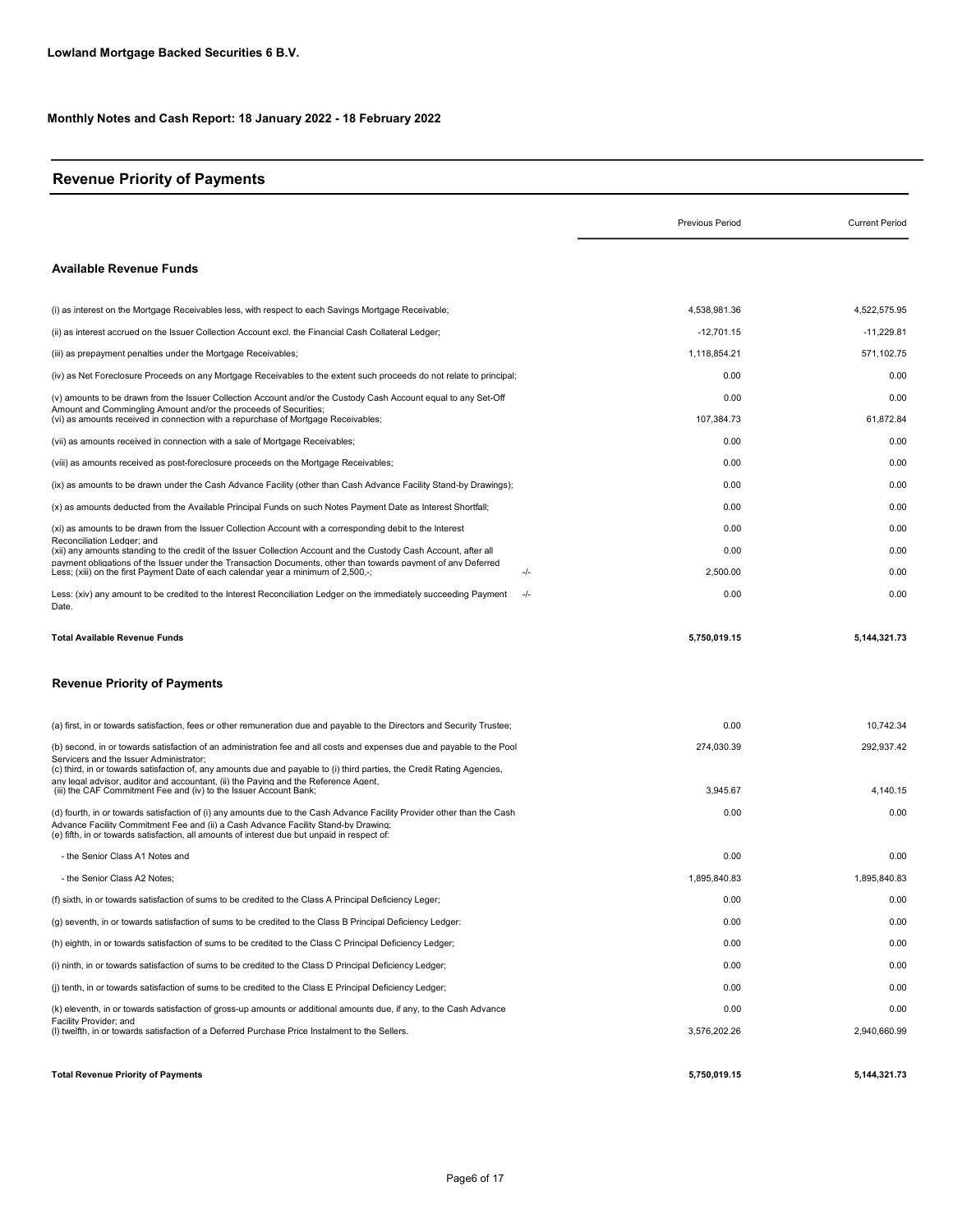**Lowland Mortgage Backed Securities 6 B.V.**

**Monthly Notes and Cash Report: 18 January 2022 - 18 February 2022**

## Revenue Priority of Payments

| | | Previous Period | Current Period |
|---|---|---|---|
| **Available Revenue Funds** | | | |
| (i) as interest on the Mortgage Receivables less, with respect to each Savings Mortgage Receivable; | | 4,538,981.36 | 4,522,575.95 |
| (ii) as interest accrued on the Issuer Collection Account excl. the Financial Cash Collateral Ledger; | | -12,701.15 | -11,229.81 |
| (iii) as prepayment penalties under the Mortgage Receivables; | | 1,118,854.21 | 571,102.75 |
| (iv) as Net Foreclosure Proceeds on any Mortgage Receivables to the extent such proceeds do not relate to principal; | | 0.00 | 0.00 |
| (v) amounts to be drawn from the Issuer Collection Account and/or the Custody Cash Account equal to any Set-Off Amount and Commingling Amount and/or the proceeds of Securities; | | 0.00 | 0.00 |
| (vi) as amounts received in connection with a repurchase of Mortgage Receivables; | | 107,384.73 | 61,872.84 |
| (vii) as amounts received in connection with a sale of Mortgage Receivables; | | 0.00 | 0.00 |
| (viii) as amounts received as post-foreclosure proceeds on the Mortgage Receivables; | | 0.00 | 0.00 |
| (ix) as amounts to be drawn under the Cash Advance Facility (other than Cash Advance Facility Stand-by Drawings); | | 0.00 | 0.00 |
| (x) as amounts deducted from the Available Principal Funds on such Notes Payment Date as Interest Shortfall; | | 0.00 | 0.00 |
| (xi) as amounts to be drawn from the Issuer Collection Account with a corresponding debit to the Interest Reconciliation Ledger; and | | 0.00 | 0.00 |
| (xii) any amounts standing to the credit of the Issuer Collection Account and the Custody Cash Account, after all payment obligations of the Issuer under the Transaction Documents, other than towards payment of any Deferred | | 0.00 | 0.00 |
| Less; (xiii) on the first Payment Date of each calendar year a minimum of 2,500,-; | -/- | 2,500.00 | 0.00 |
| Less: (xiv) any amount to be credited to the Interest Reconciliation Ledger on the immediately succeeding Payment Date. | -/- | 0.00 | 0.00 |
| **Total Available Revenue Funds** | | **5,750,019.15** | **5,144,321.73** |
| **Revenue Priority of Payments** | | | |
| (a) first, in or towards satisfaction, fees or other remuneration due and payable to the Directors and Security Trustee; | | 0.00 | 10,742.34 |
| (b) second, in or towards satisfaction of an administration fee and all costs and expenses due and payable to the Pool Servicers and the Issuer Administrator; | | 274,030.39 | 292,937.42 |
| (c) third, in or towards satisfaction of, any amounts due and payable to (i) third parties, the Credit Rating Agencies, any legal advisor, auditor and accountant, (ii) the Paying and the Reference Agent, (iii) the CAF Commitment Fee and (iv) to the Issuer Account Bank; | | 3,945.67 | 4,140.15 |
| (d) fourth, in or towards satisfaction of (i) any amounts due to the Cash Advance Facility Provider other than the Cash Advance Facility Commitment Fee and (ii) a Cash Advance Facility Stand-by Drawing; | | 0.00 | 0.00 |
| (e) fifth, in or towards satisfaction, all amounts of interest due but unpaid in respect of: | | | |
| - the Senior Class A1 Notes and | | 0.00 | 0.00 |
| - the Senior Class A2 Notes; | | 1,895,840.83 | 1,895,840.83 |
| (f) sixth, in or towards satisfaction of sums to be credited to the Class A Principal Deficiency Leger; | | 0.00 | 0.00 |
| (g) seventh, in or towards satisfaction of sums to be credited to the Class B Principal Deficiency Ledger: | | 0.00 | 0.00 |
| (h) eighth, in or towards satisfaction of sums to be credited to the Class C Principal Deficiency Ledger; | | 0.00 | 0.00 |
| (i) ninth, in or towards satisfaction of sums to be credited to the Class D Principal Deficiency Ledger; | | 0.00 | 0.00 |
| (j) tenth, in or towards satisfaction of sums to be credited to the Class E Principal Deficiency Ledger; | | 0.00 | 0.00 |
| (k) eleventh, in or towards satisfaction of gross-up amounts or additional amounts due, if any, to the Cash Advance Facility Provider; and | | 0.00 | 0.00 |
| (l) twelfth, in or towards satisfaction of a Deferred Purchase Price Instalment to the Sellers. | | 3,576,202.26 | 2,940,660.99 |
| **Total Revenue Priority of Payments** | | **5,750,019.15** | **5,144,321.73** |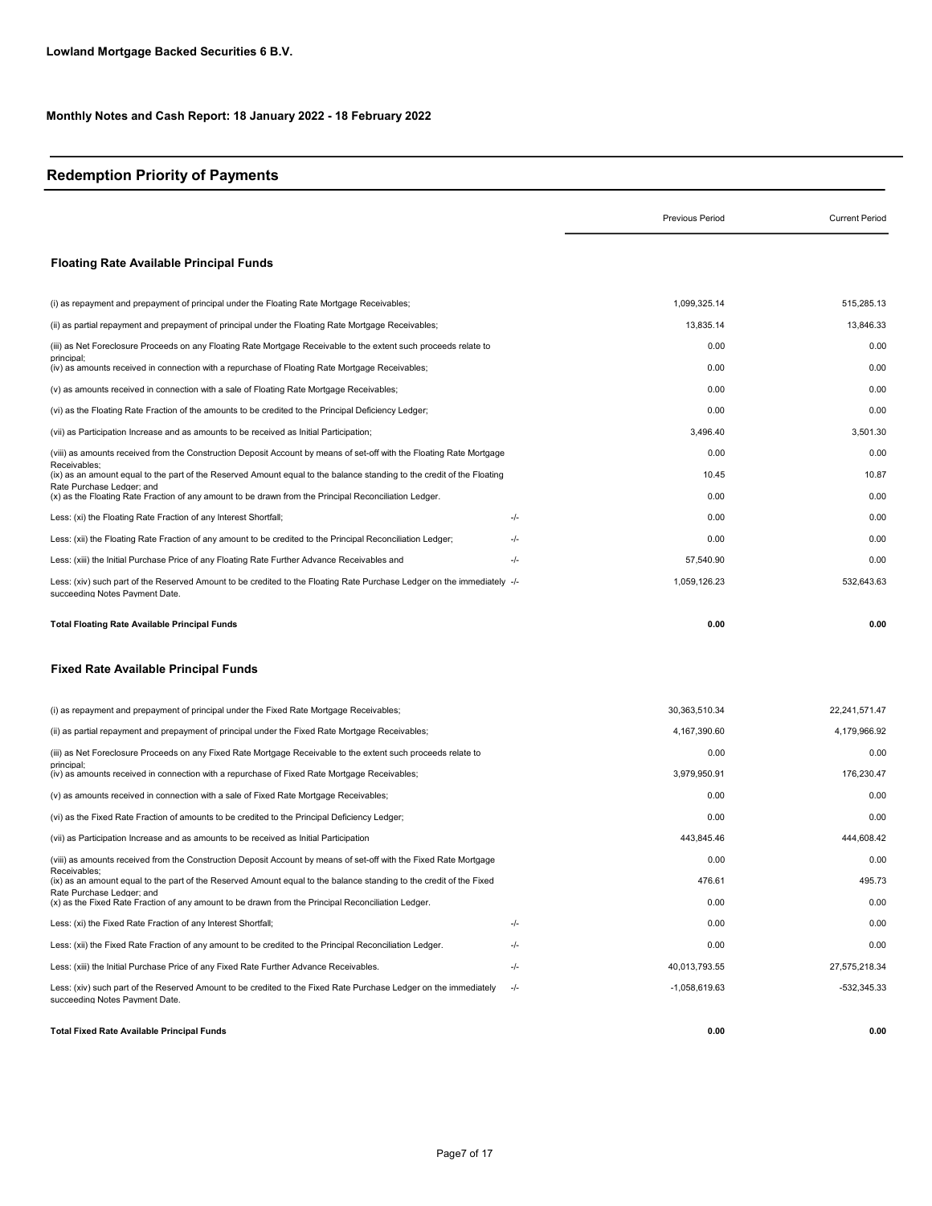**Lowland Mortgage Backed Securities 6 B.V.**

**Monthly Notes and Cash Report: 18 January 2022 - 18 February 2022**

## Redemption Priority of Payments

### Floating Rate Available Principal Funds

| | | Previous Period | Current Period |
|---|---|---|---|
| (i) as repayment and prepayment of principal under the Floating Rate Mortgage Receivables; | | 1,099,325.14 | 515,285.13 |
| (ii) as partial repayment and prepayment of principal under the Floating Rate Mortgage Receivables; | | 13,835.14 | 13,846.33 |
| (iii) as Net Foreclosure Proceeds on any Floating Rate Mortgage Receivable to the extent such proceeds relate to principal; | | 0.00 | 0.00 |
| (iv) as amounts received in connection with a repurchase of Floating Rate Mortgage Receivables; | | 0.00 | 0.00 |
| (v) as amounts received in connection with a sale of Floating Rate Mortgage Receivables; | | 0.00 | 0.00 |
| (vi) as the Floating Rate Fraction of the amounts to be credited to the Principal Deficiency Ledger; | | 0.00 | 0.00 |
| (vii) as Participation Increase and as amounts to be received as Initial Participation; | | 3,496.40 | 3,501.30 |
| (viii) as amounts received from the Construction Deposit Account by means of set-off with the Floating Rate Mortgage Receivables; | | 0.00 | 0.00 |
| (ix) as an amount equal to the part of the Reserved Amount equal to the balance standing to the credit of the Floating Rate Purchase Ledger; and | | 10.45 | 10.87 |
| (x) as the Floating Rate Fraction of any amount to be drawn from the Principal Reconciliation Ledger. | | 0.00 | 0.00 |
| Less: (xi) the Floating Rate Fraction of any Interest Shortfall; | -/- | 0.00 | 0.00 |
| Less: (xii) the Floating Rate Fraction of any amount to be credited to the Principal Reconciliation Ledger; | -/- | 0.00 | 0.00 |
| Less: (xiii) the Initial Purchase Price of any Floating Rate Further Advance Receivables and | -/- | 57,540.90 | 0.00 |
| Less: (xiv) such part of the Reserved Amount to be credited to the Floating Rate Purchase Ledger on the immediately succeeding Notes Payment Date. | -/- | 1,059,126.23 | 532,643.63 |
| **Total Floating Rate Available Principal Funds** | | **0.00** | **0.00** |

### Fixed Rate Available Principal Funds

| | | Previous Period | Current Period |
|---|---|---|---|
| (i) as repayment and prepayment of principal under the Fixed Rate Mortgage Receivables; | | 30,363,510.34 | 22,241,571.47 |
| (ii) as partial repayment and prepayment of principal under the Fixed Rate Mortgage Receivables; | | 4,167,390.60 | 4,179,966.92 |
| (iii) as Net Foreclosure Proceeds on any Fixed Rate Mortgage Receivable to the extent such proceeds relate to principal; | | 0.00 | 0.00 |
| (iv) as amounts received in connection with a repurchase of Fixed Rate Mortgage Receivables; | | 3,979,950.91 | 176,230.47 |
| (v) as amounts received in connection with a sale of Fixed Rate Mortgage Receivables; | | 0.00 | 0.00 |
| (vi) as the Fixed Rate Fraction of amounts to be credited to the Principal Deficiency Ledger; | | 0.00 | 0.00 |
| (vii) as Participation Increase and as amounts to be received as Initial Participation | | 443,845.46 | 444,608.42 |
| (viii) as amounts received from the Construction Deposit Account by means of set-off with the Fixed Rate Mortgage Receivables; | | 0.00 | 0.00 |
| (ix) as an amount equal to the part of the Reserved Amount equal to the balance standing to the credit of the Fixed Rate Purchase Ledger; and | | 476.61 | 495.73 |
| (x) as the Fixed Rate Fraction of any amount to be drawn from the Principal Reconciliation Ledger. | | 0.00 | 0.00 |
| Less: (xi) the Fixed Rate Fraction of any Interest Shortfall; | -/- | 0.00 | 0.00 |
| Less: (xii) the Fixed Rate Fraction of any amount to be credited to the Principal Reconciliation Ledger. | -/- | 0.00 | 0.00 |
| Less: (xiii) the Initial Purchase Price of any Fixed Rate Further Advance Receivables. | -/- | 40,013,793.55 | 27,575,218.34 |
| Less: (xiv) such part of the Reserved Amount to be credited to the Fixed Rate Purchase Ledger on the immediately succeeding Notes Payment Date. | -/- | -1,058,619.63 | -532,345.33 |
| **Total Fixed Rate Available Principal Funds** | | **0.00** | **0.00** |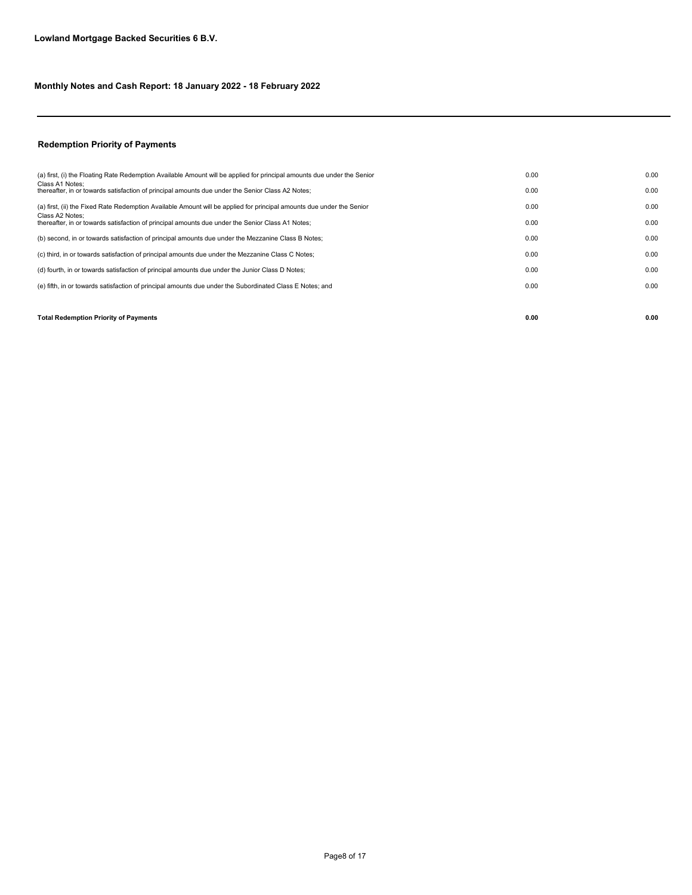**Lowland Mortgage Backed Securities 6 B.V.**

**Monthly Notes and Cash Report: 18 January 2022 - 18 February 2022**

---

## Redemption Priority of Payments

| | | |
|---|---|---|
| (a) first, (i) the Floating Rate Redemption Available Amount will be applied for principal amounts due under the Senior Class A1 Notes; | 0.00 | 0.00 |
| thereafter, in or towards satisfaction of principal amounts due under the Senior Class A2 Notes; | 0.00 | 0.00 |
| (a) first, (ii) the Fixed Rate Redemption Available Amount will be applied for principal amounts due under the Senior Class A2 Notes; | 0.00 | 0.00 |
| thereafter, in or towards satisfaction of principal amounts due under the Senior Class A1 Notes; | 0.00 | 0.00 |
| (b) second, in or towards satisfaction of principal amounts due under the Mezzanine Class B Notes; | 0.00 | 0.00 |
| (c) third, in or towards satisfaction of principal amounts due under the Mezzanine Class C Notes; | 0.00 | 0.00 |
| (d) fourth, in or towards satisfaction of principal amounts due under the Junior Class D Notes; | 0.00 | 0.00 |
| (e) fifth, in or towards satisfaction of principal amounts due under the Subordinated Class E Notes; and | 0.00 | 0.00 |
| **Total Redemption Priority of Payments** | **0.00** | **0.00** |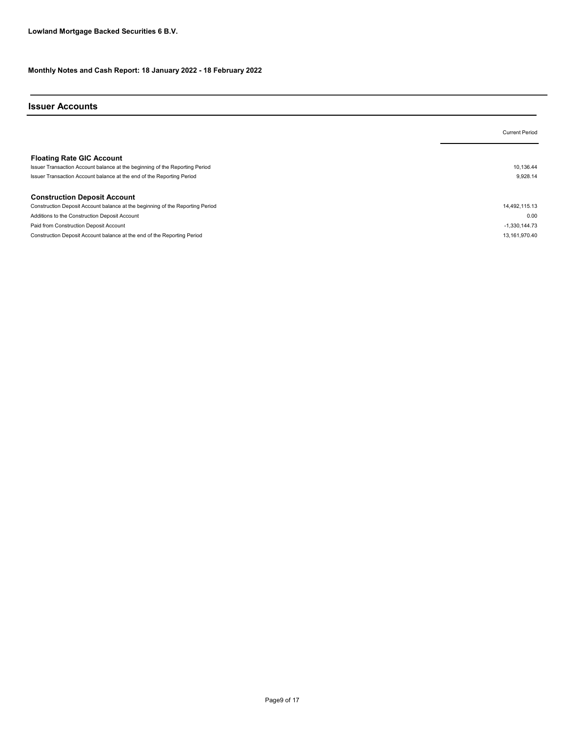**Lowland Mortgage Backed Securities 6 B.V.**

**Monthly Notes and Cash Report: 18 January 2022 - 18 February 2022**

## Issuer Accounts

| | Current Period |
|---|---|
| **Floating Rate GIC Account** | |
| Issuer Transaction Account balance at the beginning of the Reporting Period | 10,136.44 |
| Issuer Transaction Account balance at the end of the Reporting Period | 9,928.14 |
| | |
| **Construction Deposit Account** | |
| Construction Deposit Account balance at the beginning of the Reporting Period | 14,492,115.13 |
| Additions to the Construction Deposit Account | 0.00 |
| Paid from Construction Deposit Account | -1,330,144.73 |
| Construction Deposit Account balance at the end of the Reporting Period | 13,161,970.40 |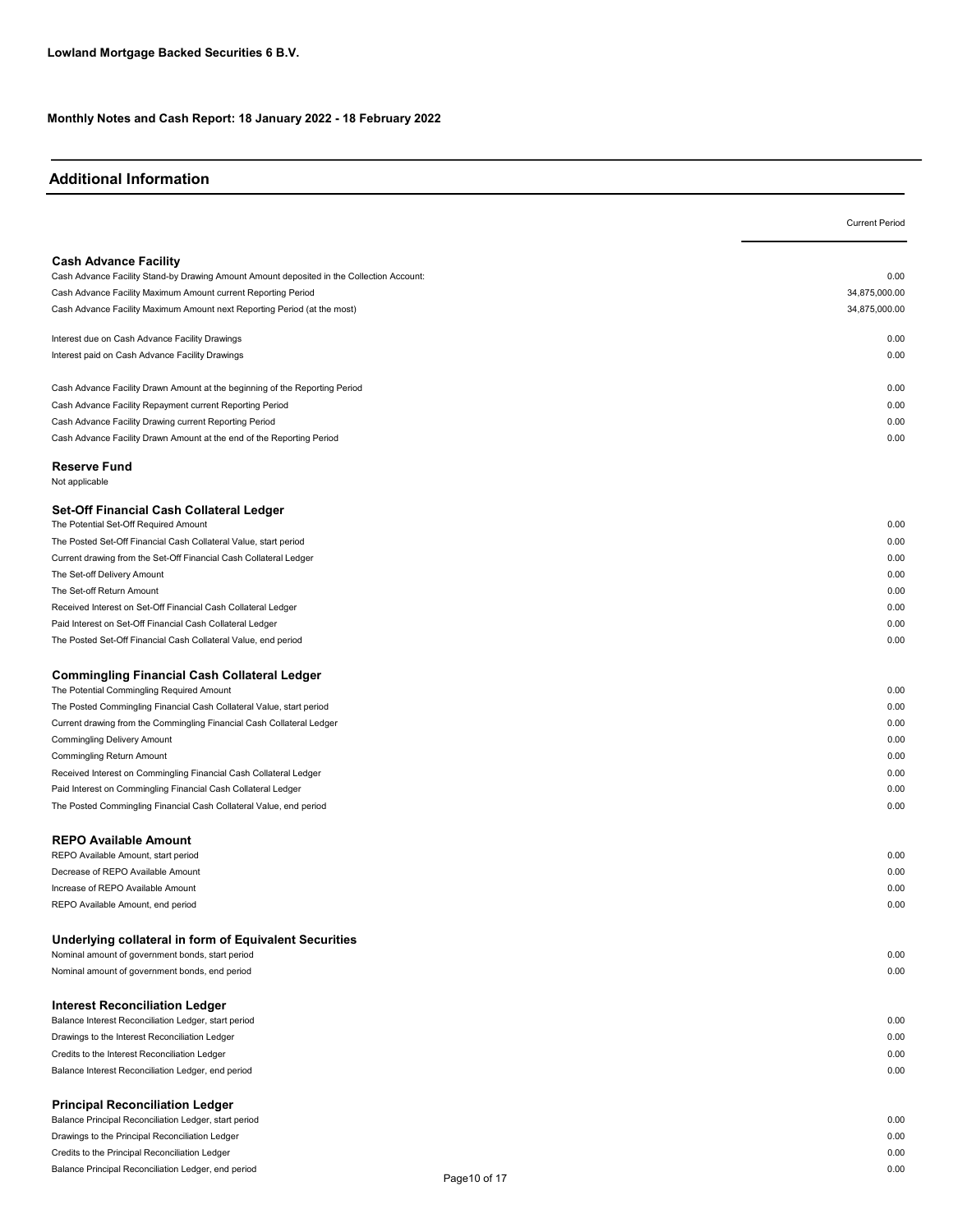**Lowland Mortgage Backed Securities 6 B.V.**

**Monthly Notes and Cash Report: 18 January 2022 - 18 February 2022**

## Additional Information

| | Current Period |
|---|---|
| **Cash Advance Facility** | |
| Cash Advance Facility Stand-by Drawing Amount Amount deposited in the Collection Account: | 0.00 |
| Cash Advance Facility Maximum Amount current Reporting Period | 34,875,000.00 |
| Cash Advance Facility Maximum Amount next Reporting Period (at the most) | 34,875,000.00 |
| Interest due on Cash Advance Facility Drawings | 0.00 |
| Interest paid on Cash Advance Facility Drawings | 0.00 |
| Cash Advance Facility Drawn Amount at the beginning of the Reporting Period | 0.00 |
| Cash Advance Facility Repayment current Reporting Period | 0.00 |
| Cash Advance Facility Drawing current Reporting Period | 0.00 |
| Cash Advance Facility Drawn Amount at the end of the Reporting Period | 0.00 |
| **Reserve Fund** | |
| Not applicable | |
| **Set-Off Financial Cash Collateral Ledger** | |
| The Potential Set-Off Required Amount | 0.00 |
| The Posted Set-Off Financial Cash Collateral Value, start period | 0.00 |
| Current drawing from the Set-Off Financial Cash Collateral Ledger | 0.00 |
| The Set-off Delivery Amount | 0.00 |
| The Set-off Return Amount | 0.00 |
| Received Interest on Set-Off Financial Cash Collateral Ledger | 0.00 |
| Paid Interest on Set-Off Financial Cash Collateral Ledger | 0.00 |
| The Posted Set-Off Financial Cash Collateral Value, end period | 0.00 |
| **Commingling Financial Cash Collateral Ledger** | |
| The Potential Commingling Required Amount | 0.00 |
| The Posted Commingling Financial Cash Collateral Value, start period | 0.00 |
| Current drawing from the Commingling Financial Cash Collateral Ledger | 0.00 |
| Commingling Delivery Amount | 0.00 |
| Commingling Return Amount | 0.00 |
| Received Interest on Commingling Financial Cash Collateral Ledger | 0.00 |
| Paid Interest on Commingling Financial Cash Collateral Ledger | 0.00 |
| The Posted Commingling Financial Cash Collateral Value, end period | 0.00 |
| **REPO Available Amount** | |
| REPO Available Amount, start period | 0.00 |
| Decrease of REPO Available Amount | 0.00 |
| Increase of REPO Available Amount | 0.00 |
| REPO Available Amount, end period | 0.00 |
| **Underlying collateral in form of Equivalent Securities** | |
| Nominal amount of government bonds, start period | 0.00 |
| Nominal amount of government bonds, end period | 0.00 |
| **Interest Reconciliation Ledger** | |
| Balance Interest Reconciliation Ledger, start period | 0.00 |
| Drawings to the Interest Reconciliation Ledger | 0.00 |
| Credits to the Interest Reconciliation Ledger | 0.00 |
| Balance Interest Reconciliation Ledger, end period | 0.00 |
| **Principal Reconciliation Ledger** | |
| Balance Principal Reconciliation Ledger, start period | 0.00 |
| Drawings to the Principal Reconciliation Ledger | 0.00 |
| Credits to the Principal Reconciliation Ledger | 0.00 |
| Balance Principal Reconciliation Ledger, end period | 0.00 |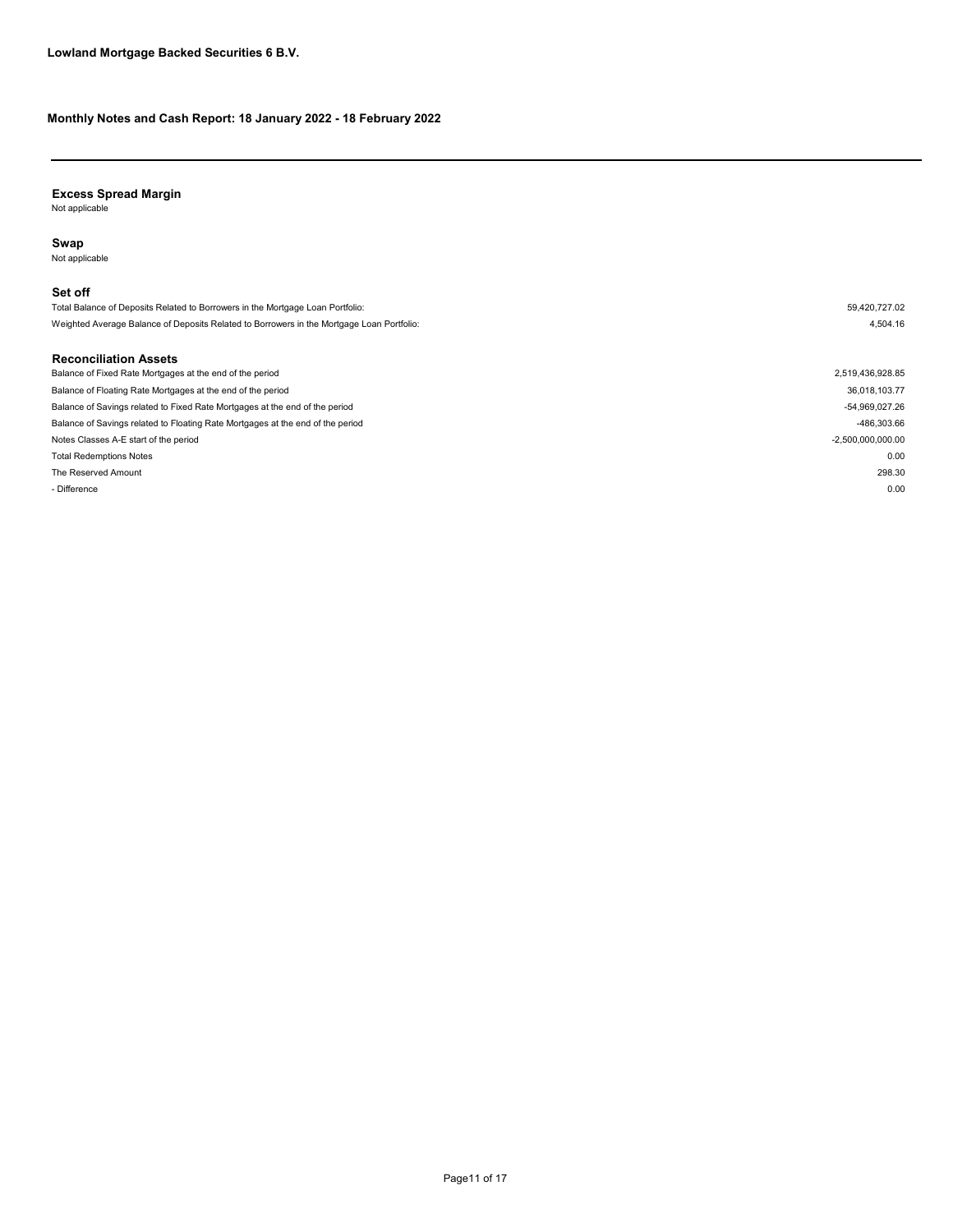**Lowland Mortgage Backed Securities 6 B.V.**

**Monthly Notes and Cash Report: 18 January 2022 - 18 February 2022**

---

### Excess Spread Margin

Not applicable

### Swap

Not applicable

### Set off

| | |
|---|---|
| Total Balance of Deposits Related to Borrowers in the Mortgage Loan Portfolio: | 59,420,727.02 |
| Weighted Average Balance of Deposits Related to Borrowers in the Mortgage Loan Portfolio: | 4,504.16 |

### Reconciliation Assets

| | |
|---|---|
| Balance of Fixed Rate Mortgages at the end of the period | 2,519,436,928.85 |
| Balance of Floating Rate Mortgages at the end of the period | 36,018,103.77 |
| Balance of Savings related to Fixed Rate Mortgages at the end of the period | -54,969,027.26 |
| Balance of Savings related to Floating Rate Mortgages at the end of the period | -486,303.66 |
| Notes Classes A-E start of the period | -2,500,000,000.00 |
| Total Redemptions Notes | 0.00 |
| The Reserved Amount | 298.30 |
| - Difference | 0.00 |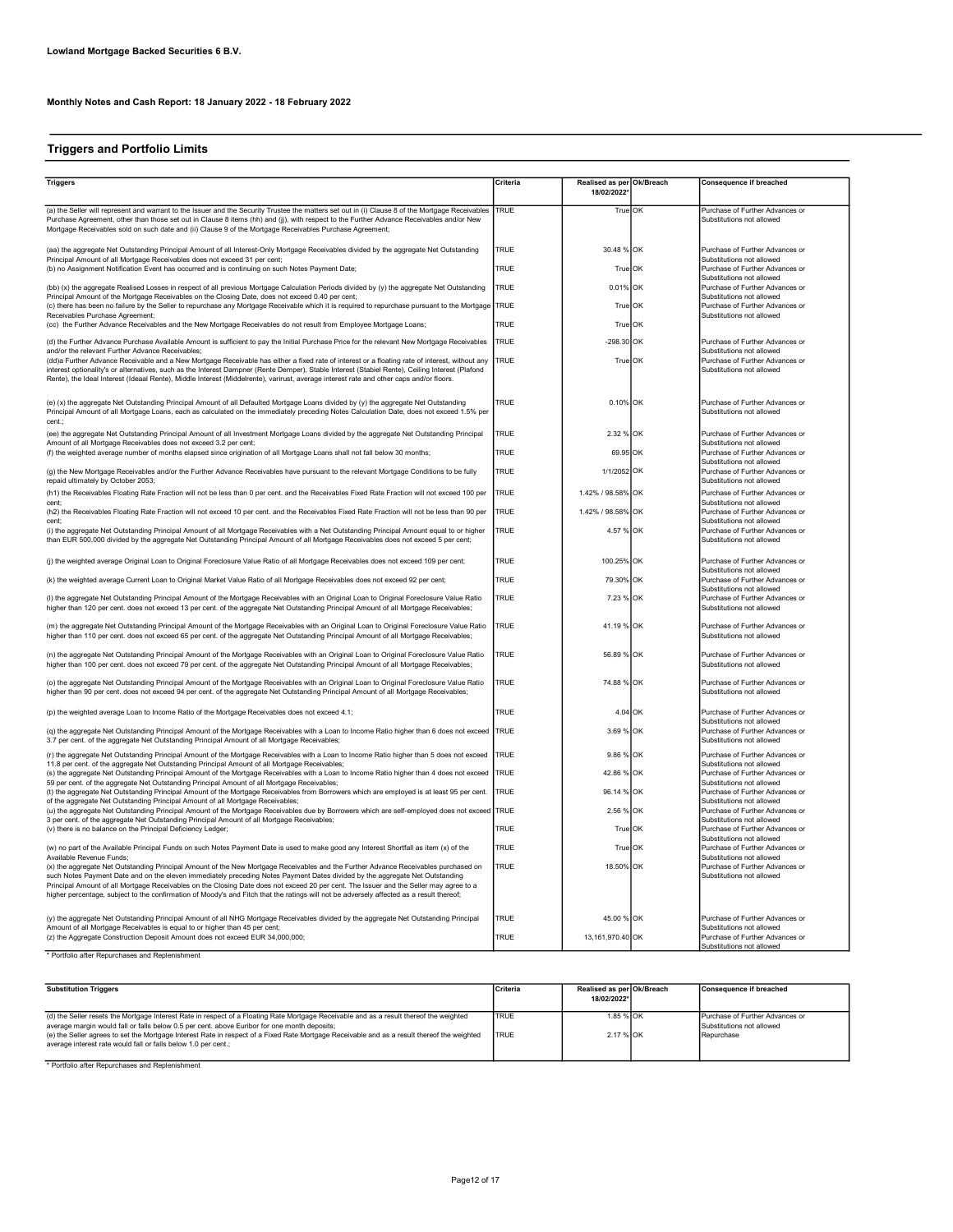**Lowland Mortgage Backed Securities 6 B.V.**

**Monthly Notes and Cash Report: 18 January 2022 - 18 February 2022**

## Triggers and Portfolio Limits

| Triggers | Criteria | Realised as per 18/02/2022* | Ok/Breach | Consequence if breached |
|---|---|---|---|---|
| (a) the Seller will represent and warrant to the Issuer and the Security Trustee the matters set out in (i) Clause 8 of the Mortgage Receivables Purchase Agreement, other than those set out in Clause 8 items (hh) and (jj), with respect to the Further Advance Receivables and/or New Mortgage Receivables sold on such date and (ii) Clause 9 of the Mortgage Receivables Purchase Agreement; | TRUE | True | OK | Purchase of Further Advances or Substitutions not allowed |
| (aa) the aggregate Net Outstanding Principal Amount of all Interest-Only Mortgage Receivables divided by the aggregate Net Outstanding Principal Amount of all Mortgage Receivables does not exceed 31 per cent; | TRUE | 30.48 % | OK | Purchase of Further Advances or Substitutions not allowed |
| (b) no Assignment Notification Event has occurred and is continuing on such Notes Payment Date; | TRUE | True | OK | Purchase of Further Advances or Substitutions not allowed |
| (bb) (x) the aggregate Realised Losses in respect of all previous Mortgage Calculation Periods divided by (y) the aggregate Net Outstanding Principal Amount of the Mortgage Receivables on the Closing Date, does not exceed 0.40 per cent; | TRUE | 0.01% | OK | Purchase of Further Advances or Substitutions not allowed |
| (c) there has been no failure by the Seller to repurchase any Mortgage Receivable which it is required to repurchase pursuant to the Mortgage Receivables Purchase Agreement; | TRUE | True | OK | Purchase of Further Advances or Substitutions not allowed |
| (cc) the Further Advance Receivables and the New Mortgage Receivables do not result from Employee Mortgage Loans; | TRUE | True | OK | |
| (d) the Further Advance Purchase Available Amount is sufficient to pay the Initial Purchase Price for the relevant New Mortgage Receivables and/or the relevant Further Advance Receivables; | TRUE | -298.30 | OK | Purchase of Further Advances or Substitutions not allowed |
| (dd)a Further Advance Receivable and a New Mortgage Receivable has either a fixed rate of interest or a floating rate of interest, without any interest optionality's or alternatives, such as the Interest Dampner (Rente Demper), Stable Interest (Stabiel Rente), Ceiling Interest (Plafond Rente), the Ideal Interest (Ideaal Rente), Middle Interest (Middelrente), varirust, average interest rate and other caps and/or floors. | TRUE | True | OK | Purchase of Further Advances or Substitutions not allowed |
| (e) (x) the aggregate Net Outstanding Principal Amount of all Defaulted Mortgage Loans divided by (y) the aggregate Net Outstanding Principal Amount of all Mortgage Loans, each as calculated on the immediately preceding Notes Calculation Date, does not exceed 1.5% per cent.; | TRUE | 0.10% | OK | Purchase of Further Advances or Substitutions not allowed |
| (ee) the aggregate Net Outstanding Principal Amount of all Investment Mortgage Loans divided by the aggregate Net Outstanding Principal Amount of all Mortgage Receivables does not exceed 3.2 per cent; | TRUE | 2.32 % | OK | Purchase of Further Advances or Substitutions not allowed |
| (f) the weighted average number of months elapsed since origination of all Mortgage Loans shall not fall below 30 months; | TRUE | 69.95 | OK | Purchase of Further Advances or Substitutions not allowed |
| (g) the New Mortgage Receivables and/or the Further Advance Receivables have pursuant to the relevant Mortgage Conditions to be fully repaid ultimately by October 2053; | TRUE | 1/1/2052 | OK | Purchase of Further Advances or Substitutions not allowed |
| (h1) the Receivables Floating Rate Fraction will not be less than 0 per cent. and the Receivables Fixed Rate Fraction will not exceed 100 per cent; | TRUE | 1.42% / 98.58% | OK | Purchase of Further Advances or Substitutions not allowed |
| (h2) the Receivables Floating Rate Fraction will not exceed 10 per cent. and the Receivables Fixed Rate Fraction will not be less than 90 per cent; | TRUE | 1.42% / 98.58% | OK | Purchase of Further Advances or Substitutions not allowed |
| (i) the aggregate Net Outstanding Principal Amount of all Mortgage Receivables with a Net Outstanding Principal Amount equal to or higher than EUR 500,000 divided by the aggregate Net Outstanding Principal Amount of all Mortgage Receivables does not exceed 5 per cent; | TRUE | 4.57 % | OK | Purchase of Further Advances or Substitutions not allowed |
| (j) the weighted average Original Loan to Original Foreclosure Value Ratio of all Mortgage Receivables does not exceed 109 per cent; | TRUE | 100.25% | OK | Purchase of Further Advances or Substitutions not allowed |
| (k) the weighted average Current Loan to Original Market Value Ratio of all Mortgage Receivables does not exceed 92 per cent; | TRUE | 79.30% | OK | Purchase of Further Advances or Substitutions not allowed |
| (l) the aggregate Net Outstanding Principal Amount of the Mortgage Receivables with an Original Loan to Original Foreclosure Value Ratio higher than 120 per cent. does not exceed 13 per cent. of the aggregate Net Outstanding Principal Amount of all Mortgage Receivables; | TRUE | 7.23 % | OK | Purchase of Further Advances or Substitutions not allowed |
| (m) the aggregate Net Outstanding Principal Amount of the Mortgage Receivables with an Original Loan to Original Foreclosure Value Ratio higher than 110 per cent. does not exceed 65 per cent. of the aggregate Net Outstanding Principal Amount of all Mortgage Receivables; | TRUE | 41.19 % | OK | Purchase of Further Advances or Substitutions not allowed |
| (n) the aggregate Net Outstanding Principal Amount of the Mortgage Receivables with an Original Loan to Original Foreclosure Value Ratio higher than 100 per cent. does not exceed 79 per cent. of the aggregate Net Outstanding Principal Amount of all Mortgage Receivables; | TRUE | 56.89 % | OK | Purchase of Further Advances or Substitutions not allowed |
| (o) the aggregate Net Outstanding Principal Amount of the Mortgage Receivables with an Original Loan to Original Foreclosure Value Ratio higher than 90 per cent. does not exceed 94 per cent. of the aggregate Net Outstanding Principal Amount of all Mortgage Receivables; | TRUE | 74.88 % | OK | Purchase of Further Advances or Substitutions not allowed |
| (p) the weighted average Loan to Income Ratio of the Mortgage Receivables does not exceed 4.1; | TRUE | 4.04 | OK | Purchase of Further Advances or Substitutions not allowed |
| (q) the aggregate Net Outstanding Principal Amount of the Mortgage Receivables with a Loan to Income Ratio higher than 6 does not exceed 3.7 per cent. of the aggregate Net Outstanding Principal Amount of all Mortgage Receivables; | TRUE | 3.69 % | OK | Purchase of Further Advances or Substitutions not allowed |
| (r) the aggregate Net Outstanding Principal Amount of the Mortgage Receivables with a Loan to Income Ratio higher than 5 does not exceed 11.8 per cent. of the aggregate Net Outstanding Principal Amount of all Mortgage Receivables; | TRUE | 9.86 % | OK | Purchase of Further Advances or Substitutions not allowed |
| (s) the aggregate Net Outstanding Principal Amount of the Mortgage Receivables with a Loan to Income Ratio higher than 4 does not exceed 59 per cent. of the aggregate Net Outstanding Principal Amount of all Mortgage Receivables; | TRUE | 42.86 % | OK | Purchase of Further Advances or Substitutions not allowed |
| (t) the aggregate Net Outstanding Principal Amount of the Mortgage Receivables from Borrowers which are employed is at least 95 per cent. of the aggregate Net Outstanding Principal Amount of all Mortgage Receivables; | TRUE | 96.14 % | OK | Purchase of Further Advances or Substitutions not allowed |
| (u) the aggregate Net Outstanding Principal Amount of the Mortgage Receivables due by Borrowers which are self-employed does not exceed 3 per cent. of the aggregate Net Outstanding Principal Amount of all Mortgage Receivables; | TRUE | 2.56 % | OK | Purchase of Further Advances or Substitutions not allowed |
| (v) there is no balance on the Principal Deficiency Ledger; | TRUE | True | OK | Purchase of Further Advances or Substitutions not allowed |
| (w) no part of the Available Principal Funds on such Notes Payment Date is used to make good any Interest Shortfall as item (x) of the Available Revenue Funds; | TRUE | True | OK | Purchase of Further Advances or Substitutions not allowed |
| (x) the aggregate Net Outstanding Principal Amount of the New Mortgage Receivables and the Further Advance Receivables purchased on such Notes Payment Date and on the eleven immediately preceding Notes Payment Dates divided by the aggregate Net Outstanding Principal Amount of all Mortgage Receivables on the Closing Date does not exceed 20 per cent. The Issuer and the Seller may agree to a higher percentage, subject to the confirmation of Moody's and Fitch that the ratings will not be adversely affected as a result thereof; | TRUE | 18.50% | OK | Purchase of Further Advances or Substitutions not allowed |
| (y) the aggregate Net Outstanding Principal Amount of all NHG Mortgage Receivables divided by the aggregate Net Outstanding Principal Amount of all Mortgage Receivables is equal to or higher than 45 per cent; | TRUE | 45.00 % | OK | Purchase of Further Advances or Substitutions not allowed |
| (z) the Aggregate Construction Deposit Amount does not exceed EUR 34,000,000; | TRUE | 13,161,970.40 | OK | Purchase of Further Advances or Substitutions not allowed |

\* Portfolio after Repurchases and Replenishment

| Substitution Triggers | Criteria | Realised as per 18/02/2022* | Ok/Breach | Consequence if breached |
|---|---|---|---|---|
| (d) the Seller resets the Mortgage Interest Rate in respect of a Floating Rate Mortgage Receivable and as a result thereof the weighted average margin would fall or falls below 0.5 per cent. above Euribor for one month deposits; | TRUE | 1.85 % | OK | Purchase of Further Advances or Substitutions not allowed |
| (e) the Seller agrees to set the Mortgage Interest Rate in respect of a Fixed Rate Mortgage Receivable and as a result thereof the weighted average interest rate would fall or falls below 1.0 per cent.; | TRUE | 2.17 % | OK | Repurchase |

\* Portfolio after Repurchases and Replenishment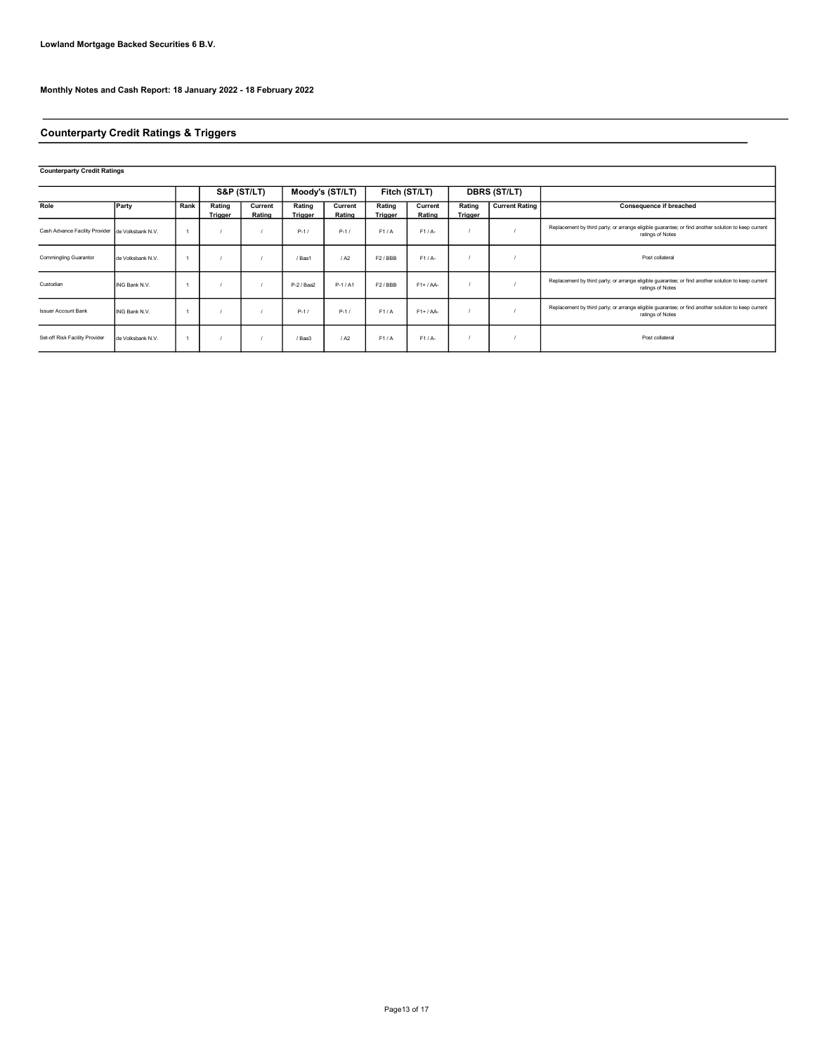**Lowland Mortgage Backed Securities 6 B.V.**

**Monthly Notes and Cash Report: 18 January 2022 - 18 February 2022**

## Counterparty Credit Ratings & Triggers

**Counterparty Credit Ratings**

| | | | S&P (ST/LT) | | Moody's (ST/LT) | | Fitch (ST/LT) | | DBRS (ST/LT) | | |
|---|---|---|---|---|---|---|---|---|---|---|---|
| **Role** | **Party** | **Rank** | **Rating Trigger** | **Current Rating** | **Rating Trigger** | **Current Rating** | **Rating Trigger** | **Current Rating** | **Rating Trigger** | **Current Rating** | **Consequence if breached** |
| Cash Advance Facility Provider | de Volksbank N.V. | 1 | / | / | P-1 / | P-1 / | F1 / A | F1 / A- | / | / | Replacement by third party; or arrange eligible guarantee; or find another solution to keep current ratings of Notes |
| Commingling Guarantor | de Volksbank N.V. | 1 | / | / | / Baa1 | / A2 | F2 / BBB | F1 / A- | / | / | Post collateral |
| Custodian | ING Bank N.V. | 1 | / | / | P-2 / Baa2 | P-1 / A1 | F2 / BBB | F1+ / AA- | / | / | Replacement by third party; or arrange eligible guarantee; or find another solution to keep current ratings of Notes |
| Issuer Account Bank | ING Bank N.V. | 1 | / | / | P-1 / | P-1 / | F1 / A | F1+ / AA- | / | / | Replacement by third party; or arrange eligible guarantee; or find another solution to keep current ratings of Notes |
| Set-off Risk Facility Provider | de Volksbank N.V. | 1 | / | / | / Baa3 | / A2 | F1 / A | F1 / A- | / | / | Post collateral |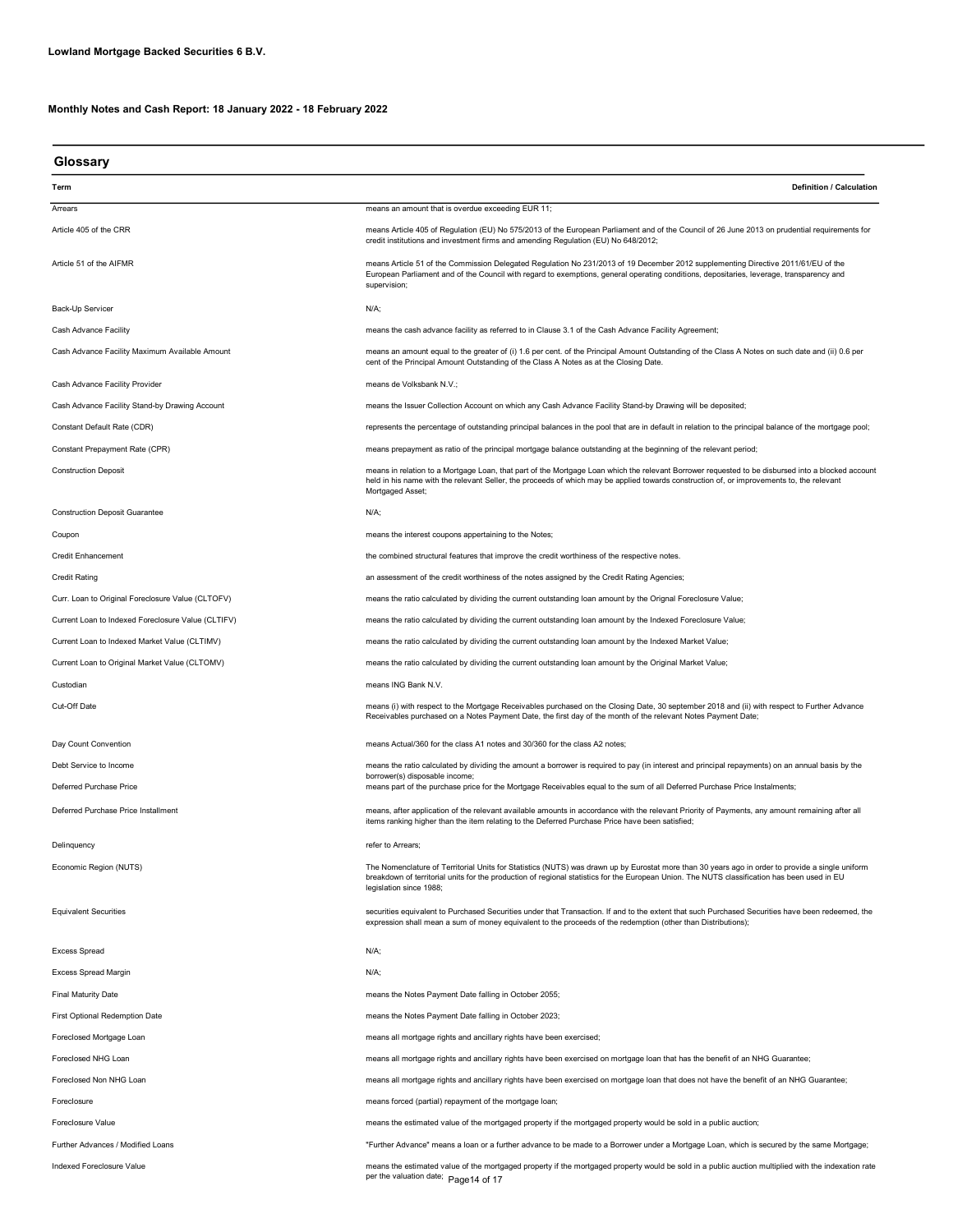**Lowland Mortgage Backed Securities 6 B.V.**

**Monthly Notes and Cash Report: 18 January 2022 - 18 February 2022**

## Glossary

| Term | Definition / Calculation |
| --- | --- |
| Arrears | means an amount that is overdue exceeding EUR 11; |
| Article 405 of the CRR | means Article 405 of Regulation (EU) No 575/2013 of the European Parliament and of the Council of 26 June 2013 on prudential requirements for credit institutions and investment firms and amending Regulation (EU) No 648/2012; |
| Article 51 of the AIFMR | means Article 51 of the Commission Delegated Regulation No 231/2013 of 19 December 2012 supplementing Directive 2011/61/EU of the European Parliament and of the Council with regard to exemptions, general operating conditions, depositaries, leverage, transparency and supervision; |
| Back-Up Servicer | N/A; |
| Cash Advance Facility | means the cash advance facility as referred to in Clause 3.1 of the Cash Advance Facility Agreement; |
| Cash Advance Facility Maximum Available Amount | means an amount equal to the greater of (i) 1.6 per cent. of the Principal Amount Outstanding of the Class A Notes on such date and (ii) 0.6 per cent of the Principal Amount Outstanding of the Class A Notes as at the Closing Date. |
| Cash Advance Facility Provider | means de Volksbank N.V.; |
| Cash Advance Facility Stand-by Drawing Account | means the Issuer Collection Account on which any Cash Advance Facility Stand-by Drawing will be deposited; |
| Constant Default Rate (CDR) | represents the percentage of outstanding principal balances in the pool that are in default in relation to the principal balance of the mortgage pool; |
| Constant Prepayment Rate (CPR) | means prepayment as ratio of the principal mortgage balance outstanding at the beginning of the relevant period; |
| Construction Deposit | means in relation to a Mortgage Loan, that part of the Mortgage Loan which the relevant Borrower requested to be disbursed into a blocked account held in his name with the relevant Seller, the proceeds of which may be applied towards construction of, or improvements to, the relevant Mortgaged Asset; |
| Construction Deposit Guarantee | N/A; |
| Coupon | means the interest coupons appertaining to the Notes; |
| Credit Enhancement | the combined structural features that improve the credit worthiness of the respective notes. |
| Credit Rating | an assessment of the credit worthiness of the notes assigned by the Credit Rating Agencies; |
| Curr. Loan to Original Foreclosure Value (CLTOFV) | means the ratio calculated by dividing the current outstanding loan amount by the Orignal Foreclosure Value; |
| Current Loan to Indexed Foreclosure Value (CLTIFV) | means the ratio calculated by dividing the current outstanding loan amount by the Indexed Foreclosure Value; |
| Current Loan to Indexed Market Value (CLTIMV) | means the ratio calculated by dividing the current outstanding loan amount by the Indexed Market Value; |
| Current Loan to Original Market Value (CLTOMV) | means the ratio calculated by dividing the current outstanding loan amount by the Original Market Value; |
| Custodian | means ING Bank N.V. |
| Cut-Off Date | means (i) with respect to the Mortgage Receivables purchased on the Closing Date, 30 september 2018 and (ii) with respect to Further Advance Receivables purchased on a Notes Payment Date, the first day of the month of the relevant Notes Payment Date; |
| Day Count Convention | means Actual/360 for the class A1 notes and 30/360 for the class A2 notes; |
| Debt Service to Income | means the ratio calculated by dividing the amount a borrower is required to pay (in interest and principal repayments) on an annual basis by the borrower(s) disposable income; |
| Deferred Purchase Price | means part of the purchase price for the Mortgage Receivables equal to the sum of all Deferred Purchase Price Instalments; |
| Deferred Purchase Price Installment | means, after application of the relevant available amounts in accordance with the relevant Priority of Payments, any amount remaining after all items ranking higher than the item relating to the Deferred Purchase Price have been satisfied; |
| Delinquency | refer to Arrears; |
| Economic Region (NUTS) | The Nomenclature of Territorial Units for Statistics (NUTS) was drawn up by Eurostat more than 30 years ago in order to provide a single uniform breakdown of territorial units for the production of regional statistics for the European Union. The NUTS classification has been used in EU legislation since 1988; |
| Equivalent Securities | securities equivalent to Purchased Securities under that Transaction. If and to the extent that such Purchased Securities have been redeemed, the expression shall mean a sum of money equivalent to the proceeds of the redemption (other than Distributions); |
| Excess Spread | N/A; |
| Excess Spread Margin | N/A; |
| Final Maturity Date | means the Notes Payment Date falling in October 2055; |
| First Optional Redemption Date | means the Notes Payment Date falling in October 2023; |
| Foreclosed Mortgage Loan | means all mortgage rights and ancillary rights have been exercised; |
| Foreclosed NHG Loan | means all mortgage rights and ancillary rights have been exercised on mortgage loan that has the benefit of an NHG Guarantee; |
| Foreclosed Non NHG Loan | means all mortgage rights and ancillary rights have been exercised on mortgage loan that does not have the benefit of an NHG Guarantee; |
| Foreclosure | means forced (partial) repayment of the mortgage loan; |
| Foreclosure Value | means the estimated value of the mortgaged property if the mortgaged property would be sold in a public auction; |
| Further Advances / Modified Loans | "Further Advance" means a loan or a further advance to be made to a Borrower under a Mortgage Loan, which is secured by the same Mortgage; |
| Indexed Foreclosure Value | means the estimated value of the mortgaged property if the mortgaged property would be sold in a public auction multiplied with the indexation rate per the valuation date; |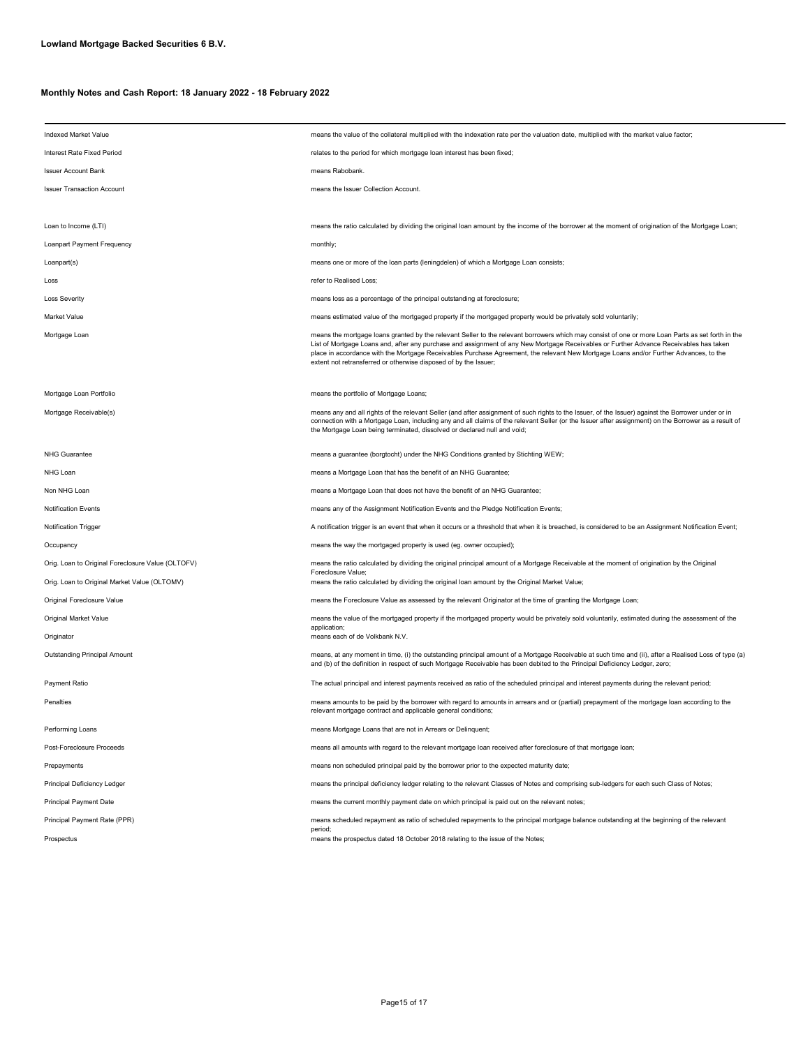**Lowland Mortgage Backed Securities 6 B.V.**

**Monthly Notes and Cash Report: 18 January 2022 - 18 February 2022**

| | |
|---|---|
| Indexed Market Value | means the value of the collateral multiplied with the indexation rate per the valuation date, multiplied with the market value factor; |
| Interest Rate Fixed Period | relates to the period for which mortgage loan interest has been fixed; |
| Issuer Account Bank | means Rabobank. |
| Issuer Transaction Account | means the Issuer Collection Account. |
| Loan to Income (LTI) | means the ratio calculated by dividing the original loan amount by the income of the borrower at the moment of origination of the Mortgage Loan; |
| Loanpart Payment Frequency | monthly; |
| Loanpart(s) | means one or more of the loan parts (leningdelen) of which a Mortgage Loan consists; |
| Loss | refer to Realised Loss; |
| Loss Severity | means loss as a percentage of the principal outstanding at foreclosure; |
| Market Value | means estimated value of the mortgaged property if the mortgaged property would be privately sold voluntarily; |
| Mortgage Loan | means the mortgage loans granted by the relevant Seller to the relevant borrowers which may consist of one or more Loan Parts as set forth in the List of Mortgage Loans and, after any purchase and assignment of any New Mortgage Receivables or Further Advance Receivables has taken place in accordance with the Mortgage Receivables Purchase Agreement, the relevant New Mortgage Loans and/or Further Advances, to the extent not retransferred or otherwise disposed of by the Issuer; |
| Mortgage Loan Portfolio | means the portfolio of Mortgage Loans; |
| Mortgage Receivable(s) | means any and all rights of the relevant Seller (and after assignment of such rights to the Issuer, of the Issuer) against the Borrower under or in connection with a Mortgage Loan, including any and all claims of the relevant Seller (or the Issuer after assignment) on the Borrower as a result of the Mortgage Loan being terminated, dissolved or declared null and void; |
| NHG Guarantee | means a guarantee (borgtocht) under the NHG Conditions granted by Stichting WEW; |
| NHG Loan | means a Mortgage Loan that has the benefit of an NHG Guarantee; |
| Non NHG Loan | means a Mortgage Loan that does not have the benefit of an NHG Guarantee; |
| Notification Events | means any of the Assignment Notification Events and the Pledge Notification Events; |
| Notification Trigger | A notification trigger is an event that when it occurs or a threshold that when it is breached, is considered to be an Assignment Notification Event; |
| Occupancy | means the way the mortgaged property is used (eg. owner occupied); |
| Orig. Loan to Original Foreclosure Value (OLTOFV) | means the ratio calculated by dividing the original principal amount of a Mortgage Receivable at the moment of origination by the Original Foreclosure Value; |
| Orig. Loan to Original Market Value (OLTOMV) | means the ratio calculated by dividing the original loan amount by the Original Market Value; |
| Original Foreclosure Value | means the Foreclosure Value as assessed by the relevant Originator at the time of granting the Mortgage Loan; |
| Original Market Value | means the value of the mortgaged property if the mortgaged property would be privately sold voluntarily, estimated during the assessment of the application; |
| Originator | means each of de Volkbank N.V. |
| Outstanding Principal Amount | means, at any moment in time, (i) the outstanding principal amount of a Mortgage Receivable at such time and (ii), after a Realised Loss of type (a) and (b) of the definition in respect of such Mortgage Receivable has been debited to the Principal Deficiency Ledger, zero; |
| Payment Ratio | The actual principal and interest payments received as ratio of the scheduled principal and interest payments during the relevant period; |
| Penalties | means amounts to be paid by the borrower with regard to amounts in arrears and or (partial) prepayment of the mortgage loan according to the relevant mortgage contract and applicable general conditions; |
| Performing Loans | means Mortgage Loans that are not in Arrears or Delinquent; |
| Post-Foreclosure Proceeds | means all amounts with regard to the relevant mortgage loan received after foreclosure of that mortgage loan; |
| Prepayments | means non scheduled principal paid by the borrower prior to the expected maturity date; |
| Principal Deficiency Ledger | means the principal deficiency ledger relating to the relevant Classes of Notes and comprising sub-ledgers for each such Class of Notes; |
| Principal Payment Date | means the current monthly payment date on which principal is paid out on the relevant notes; |
| Principal Payment Rate (PPR) | means scheduled repayment as ratio of scheduled repayments to the principal mortgage balance outstanding at the beginning of the relevant period; |
| Prospectus | means the prospectus dated 18 October 2018 relating to the issue of the Notes; |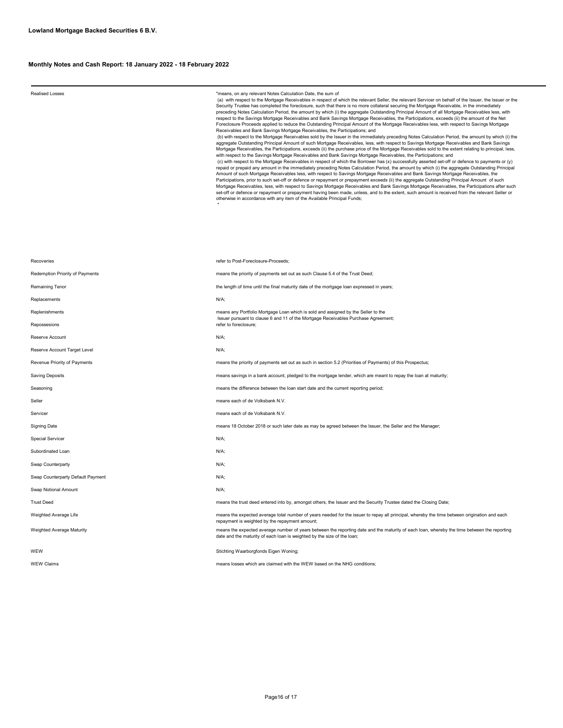**Lowland Mortgage Backed Securities 6 B.V.**

**Monthly Notes and Cash Report: 18 January 2022 - 18 February 2022**

| | |
|---|---|
| Realised Losses | "means, on any relevant Notes Calculation Date, the sum of (a) with respect to the Mortgage Receivables in respect of which the relevant Seller, the relevant Servicer on behalf of the Issuer, the Issuer or the Security Trustee has completed the foreclosure, such that there is no more collateral securing the Mortgage Receivable, in the immediately preceding Notes Calculation Period, the amount by which (i) the aggregate Outstanding Principal Amount of all Mortgage Receivables less, with respect to the Savings Mortgage Receivables and Bank Savings Mortgage Receivables, the Participations, exceeds (ii) the amount of the Net Foreclosure Proceeds applied to reduce the Outstanding Principal Amount of the Mortgage Receivables less, with respect to Savings Mortgage Receivables and Bank Savings Mortgage Receivables, the Participations; and (b) with respect to the Mortgage Receivables sold by the Issuer in the immediately preceding Notes Calculation Period, the amount by which (i) the aggregate Outstanding Principal Amount of such Mortgage Receivables, less, with respect to Savings Mortgage Receivables and Bank Savings Mortgage Receivables, the Participations, exceeds (ii) the purchase price of the Mortgage Receivables sold to the extent relating to principal, less, with respect to the Savings Mortgage Receivables and Bank Savings Mortgage Receivables, the Participations; and (c) with respect to the Mortgage Receivables in respect of which the Borrower has (x) successfully asserted set-off or defence to payments or (y) repaid or prepaid any amount in the immediately preceding Notes Calculation Period, the amount by which (i) the aggregate Outstanding Principal Amount of such Mortgage Receivables less, with respect to Savings Mortgage Receivables and Bank Savings Mortgage Receivables, the Participations, prior to such set-off or defence or repayment or prepayment exceeds (ii) the aggregate Outstanding Principal Amount of such Mortgage Receivables, less, with respect to Savings Mortgage Receivables and Bank Savings Mortgage Receivables, the Participations after such set-off or defence or repayment or prepayment having been made, unless, and to the extent, such amount is received from the relevant Seller or otherwise in accordance with any item of the Available Principal Funds; " |
| Recoveries | refer to Post-Foreclosure-Proceeds; |
| Redemption Priority of Payments | means the priority of payments set out as such Clause 5.4 of the Trust Deed; |
| Remaining Tenor | the length of time until the final maturity date of the mortgage loan expressed in years; |
| Replacements | N/A; |
| Replenishments | means any Portfolio Mortgage Loan which is sold and assigned by the Seller to the Issuer pursuant to clause 6 and 11 of the Mortgage Receivables Purchase Agreement; |
| Repossesions | refer to foreclosure; |
| Reserve Account | N/A; |
| Reserve Account Target Level | N/A; |
| Revenue Priority of Payments | means the priority of payments set out as such in section 5.2 (Priorities of Payments) of this Prospectus; |
| Saving Deposits | means savings in a bank account, pledged to the mortgage lender, which are meant to repay the loan at maturity; |
| Seasoning | means the difference between the loan start date and the current reporting period; |
| Seller | means each of de Volksbank N.V. |
| Servicer | means each of de Volksbank N.V. |
| Signing Date | means 18 October 2018 or such later date as may be agreed between the Issuer, the Seller and the Manager; |
| Special Servicer | N/A; |
| Subordinated Loan | N/A; |
| Swap Counterparty | N/A; |
| Swap Counterparty Default Payment | N/A; |
| Swap Notional Amount | N/A; |
| Trust Deed | means the trust deed entered into by, amongst others, the Issuer and the Security Trustee dated the Closing Date; |
| Weighted Average Life | means the expected average total number of years needed for the issuer to repay all principal, whereby the time between origination and each repayment is weighted by the repayment amount; |
| Weighted Average Maturity | means the expected average number of years between the reporting date and the maturity of each loan, whereby the time between the reporting date and the maturity of each loan is weighted by the size of the loan; |
| WEW | Stichting Waarborgfonds Eigen Woning; |
| WEW Claims | means losses which are claimed with the WEW based on the NHG conditions; |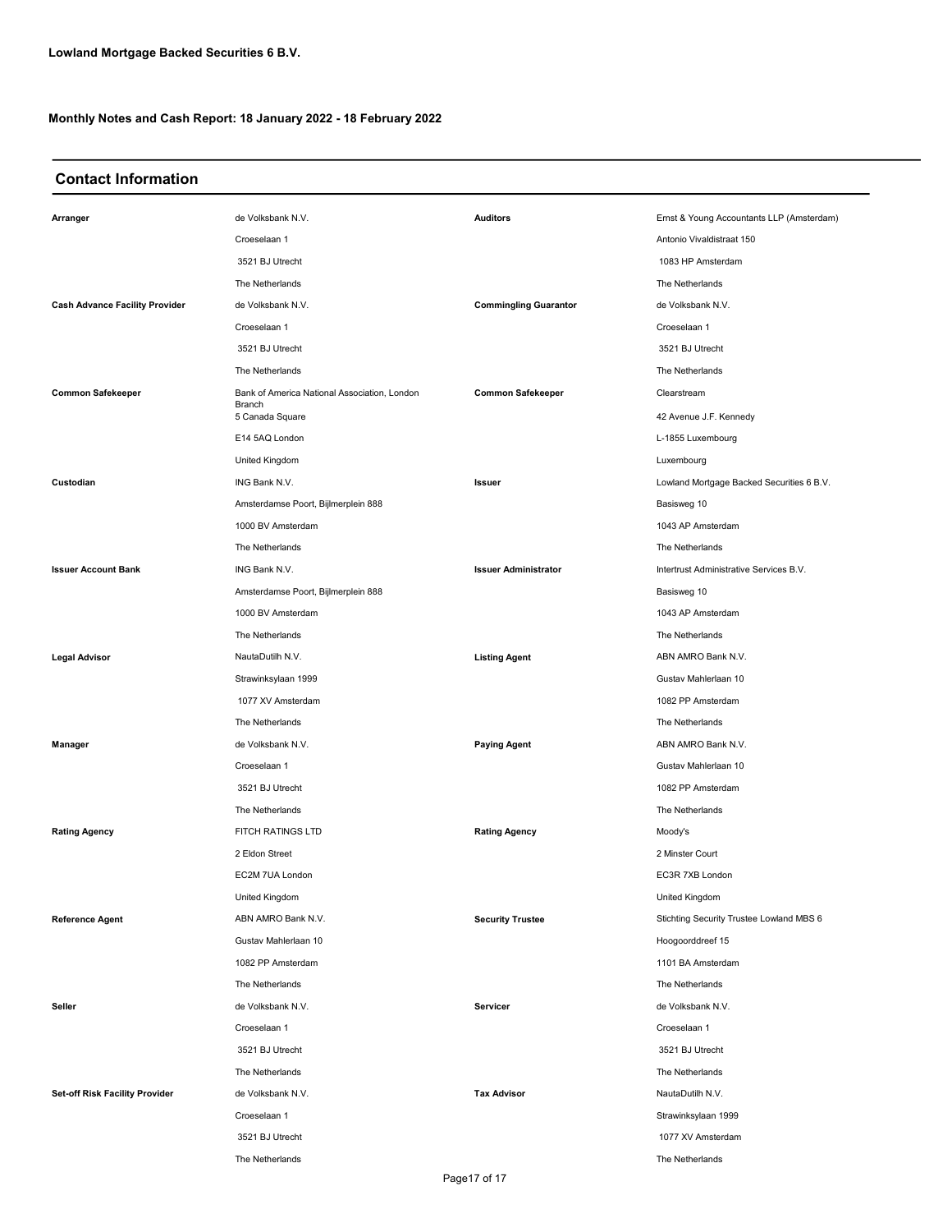**Lowland Mortgage Backed Securities 6 B.V.**

**Monthly Notes and Cash Report: 18 January 2022 - 18 February 2022**

## Contact Information

| | | | |
|---|---|---|---|
| **Arranger** | de Volksbank N.V. | **Auditors** | Ernst & Young Accountants LLP (Amsterdam) |
| | Croeselaan 1 | | Antonio Vivaldistraat 150 |
| | 3521 BJ Utrecht | | 1083 HP Amsterdam |
| | The Netherlands | | The Netherlands |
| **Cash Advance Facility Provider** | de Volksbank N.V. | **Commingling Guarantor** | de Volksbank N.V. |
| | Croeselaan 1 | | Croeselaan 1 |
| | 3521 BJ Utrecht | | 3521 BJ Utrecht |
| | The Netherlands | | The Netherlands |
| **Common Safekeeper** | Bank of America National Association, London Branch | **Common Safekeeper** | Clearstream |
| | 5 Canada Square | | 42 Avenue J.F. Kennedy |
| | E14 5AQ London | | L-1855 Luxembourg |
| | United Kingdom | | Luxembourg |
| **Custodian** | ING Bank N.V. | **Issuer** | Lowland Mortgage Backed Securities 6 B.V. |
| | Amsterdamse Poort, Bijlmerplein 888 | | Basisweg 10 |
| | 1000 BV Amsterdam | | 1043 AP Amsterdam |
| | The Netherlands | | The Netherlands |
| **Issuer Account Bank** | ING Bank N.V. | **Issuer Administrator** | Intertrust Administrative Services B.V. |
| | Amsterdamse Poort, Bijlmerplein 888 | | Basisweg 10 |
| | 1000 BV Amsterdam | | 1043 AP Amsterdam |
| | The Netherlands | | The Netherlands |
| **Legal Advisor** | NautaDutilh N.V. | **Listing Agent** | ABN AMRO Bank N.V. |
| | Strawinksylaan 1999 | | Gustav Mahlerlaan 10 |
| | 1077 XV Amsterdam | | 1082 PP Amsterdam |
| | The Netherlands | | The Netherlands |
| **Manager** | de Volksbank N.V. | **Paying Agent** | ABN AMRO Bank N.V. |
| | Croeselaan 1 | | Gustav Mahlerlaan 10 |
| | 3521 BJ Utrecht | | 1082 PP Amsterdam |
| | The Netherlands | | The Netherlands |
| **Rating Agency** | FITCH RATINGS LTD | **Rating Agency** | Moody's |
| | 2 Eldon Street | | 2 Minster Court |
| | EC2M 7UA London | | EC3R 7XB London |
| | United Kingdom | | United Kingdom |
| **Reference Agent** | ABN AMRO Bank N.V. | **Security Trustee** | Stichting Security Trustee Lowland MBS 6 |
| | Gustav Mahlerlaan 10 | | Hoogoorddreef 15 |
| | 1082 PP Amsterdam | | 1101 BA Amsterdam |
| | The Netherlands | | The Netherlands |
| **Seller** | de Volksbank N.V. | **Servicer** | de Volksbank N.V. |
| | Croeselaan 1 | | Croeselaan 1 |
| | 3521 BJ Utrecht | | 3521 BJ Utrecht |
| | The Netherlands | | The Netherlands |
| **Set-off Risk Facility Provider** | de Volksbank N.V. | **Tax Advisor** | NautaDutilh N.V. |
| | Croeselaan 1 | | Strawinksylaan 1999 |
| | 3521 BJ Utrecht | | 1077 XV Amsterdam |
| | The Netherlands | | The Netherlands |